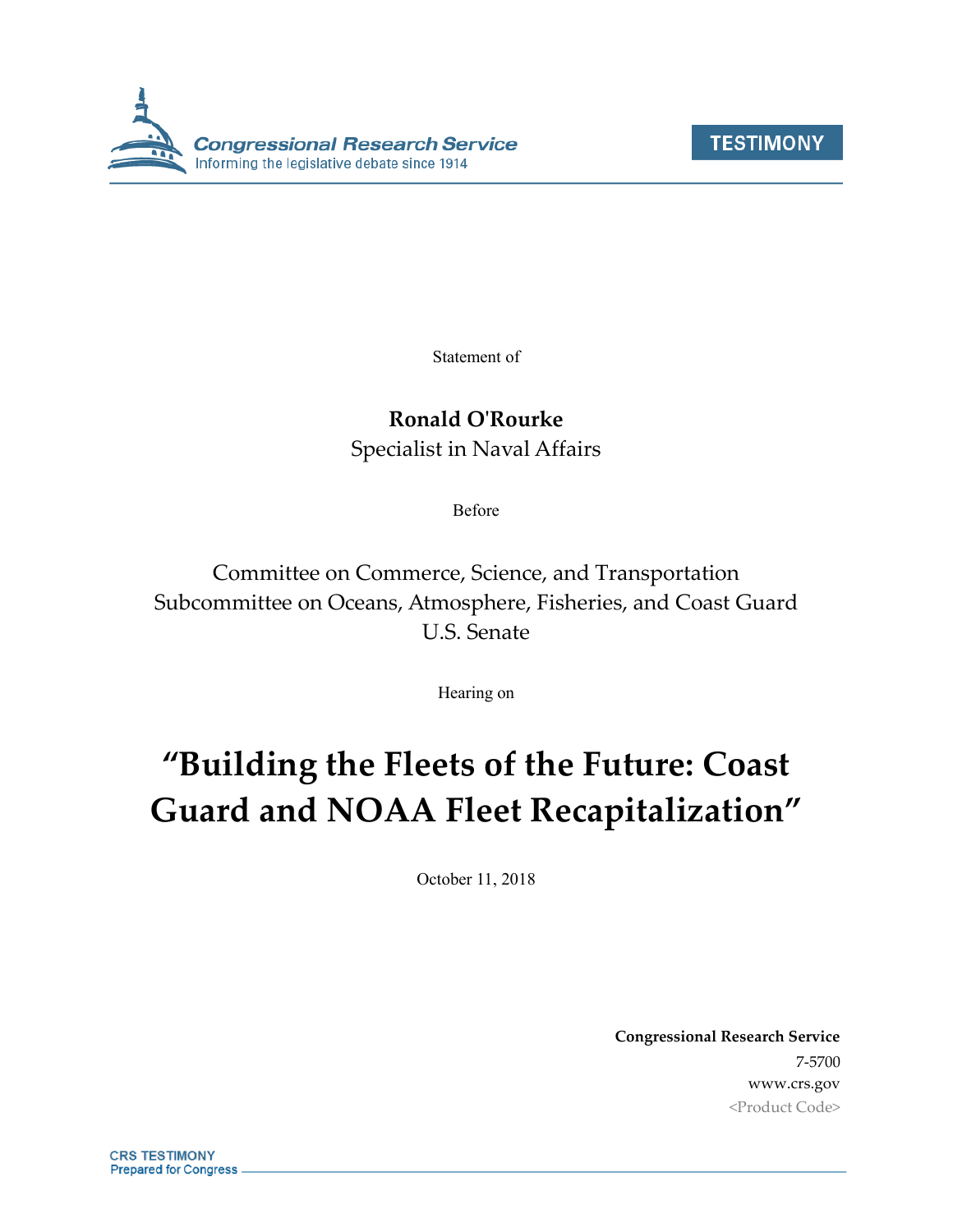Congressional Research Service
Informing the legislative debate since 1914

**TESTIMONY**

Statement of

**Ronald O'Rourke**
Specialist in Naval Affairs

Before

Committee on Commerce, Science, and Transportation
Subcommittee on Oceans, Atmosphere, Fisheries, and Coast Guard
U.S. Senate

Hearing on

# "Building the Fleets of the Future: Coast Guard and NOAA Fleet Recapitalization"

October 11, 2018

**Congressional Research Service**
7-5700
www.crs.gov
<Product Code>

CRS TESTIMONY
Prepared for Congress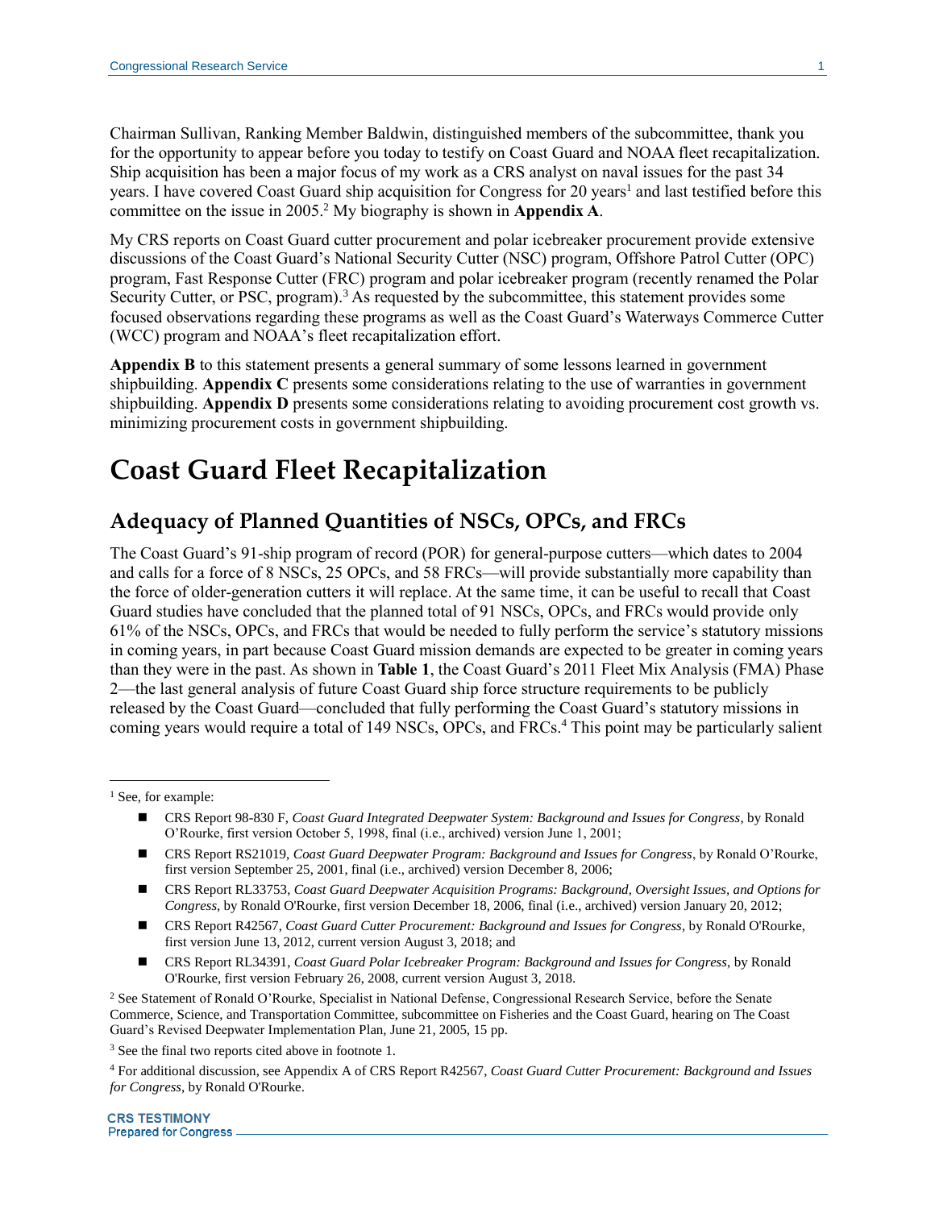Chairman Sullivan, Ranking Member Baldwin, distinguished members of the subcommittee, thank you for the opportunity to appear before you today to testify on Coast Guard and NOAA fleet recapitalization. Ship acquisition has been a major focus of my work as a CRS analyst on naval issues for the past 34 years. I have covered Coast Guard ship acquisition for Congress for 20 years[1] and last testified before this committee on the issue in 2005.[2] My biography is shown in **Appendix A**.

My CRS reports on Coast Guard cutter procurement and polar icebreaker procurement provide extensive discussions of the Coast Guard's National Security Cutter (NSC) program, Offshore Patrol Cutter (OPC) program, Fast Response Cutter (FRC) program and polar icebreaker program (recently renamed the Polar Security Cutter, or PSC, program).[3] As requested by the subcommittee, this statement provides some focused observations regarding these programs as well as the Coast Guard's Waterways Commerce Cutter (WCC) program and NOAA's fleet recapitalization effort.

**Appendix B** to this statement presents a general summary of some lessons learned in government shipbuilding. **Appendix C** presents some considerations relating to the use of warranties in government shipbuilding. **Appendix D** presents some considerations relating to avoiding procurement cost growth vs. minimizing procurement costs in government shipbuilding.

# Coast Guard Fleet Recapitalization

## Adequacy of Planned Quantities of NSCs, OPCs, and FRCs

The Coast Guard's 91-ship program of record (POR) for general-purpose cutters—which dates to 2004 and calls for a force of 8 NSCs, 25 OPCs, and 58 FRCs—will provide substantially more capability than the force of older-generation cutters it will replace. At the same time, it can be useful to recall that Coast Guard studies have concluded that the planned total of 91 NSCs, OPCs, and FRCs would provide only 61% of the NSCs, OPCs, and FRCs that would be needed to fully perform the service's statutory missions in coming years, in part because Coast Guard mission demands are expected to be greater in coming years than they were in the past. As shown in **Table 1**, the Coast Guard's 2011 Fleet Mix Analysis (FMA) Phase 2—the last general analysis of future Coast Guard ship force structure requirements to be publicly released by the Coast Guard—concluded that fully performing the Coast Guard's statutory missions in coming years would require a total of 149 NSCs, OPCs, and FRCs.[4] This point may be particularly salient

---

[1] See, for example:

- CRS Report 98-830 F, *Coast Guard Integrated Deepwater System: Background and Issues for Congress*, by Ronald O'Rourke, first version October 5, 1998, final (i.e., archived) version June 1, 2001;
- CRS Report RS21019, *Coast Guard Deepwater Program: Background and Issues for Congress*, by Ronald O'Rourke, first version September 25, 2001, final (i.e., archived) version December 8, 2006;
- CRS Report RL33753, *Coast Guard Deepwater Acquisition Programs: Background, Oversight Issues, and Options for Congress*, by Ronald O'Rourke, first version December 18, 2006, final (i.e., archived) version January 20, 2012;
- CRS Report R42567, *Coast Guard Cutter Procurement: Background and Issues for Congress*, by Ronald O'Rourke, first version June 13, 2012, current version August 3, 2018; and
- CRS Report RL34391, *Coast Guard Polar Icebreaker Program: Background and Issues for Congress*, by Ronald O'Rourke, first version February 26, 2008, current version August 3, 2018.

[2] See Statement of Ronald O'Rourke, Specialist in National Defense, Congressional Research Service, before the Senate Commerce, Science, and Transportation Committee, subcommittee on Fisheries and the Coast Guard, hearing on The Coast Guard's Revised Deepwater Implementation Plan, June 21, 2005, 15 pp.

[3] See the final two reports cited above in footnote 1.

[4] For additional discussion, see Appendix A of CRS Report R42567, *Coast Guard Cutter Procurement: Background and Issues for Congress*, by Ronald O'Rourke.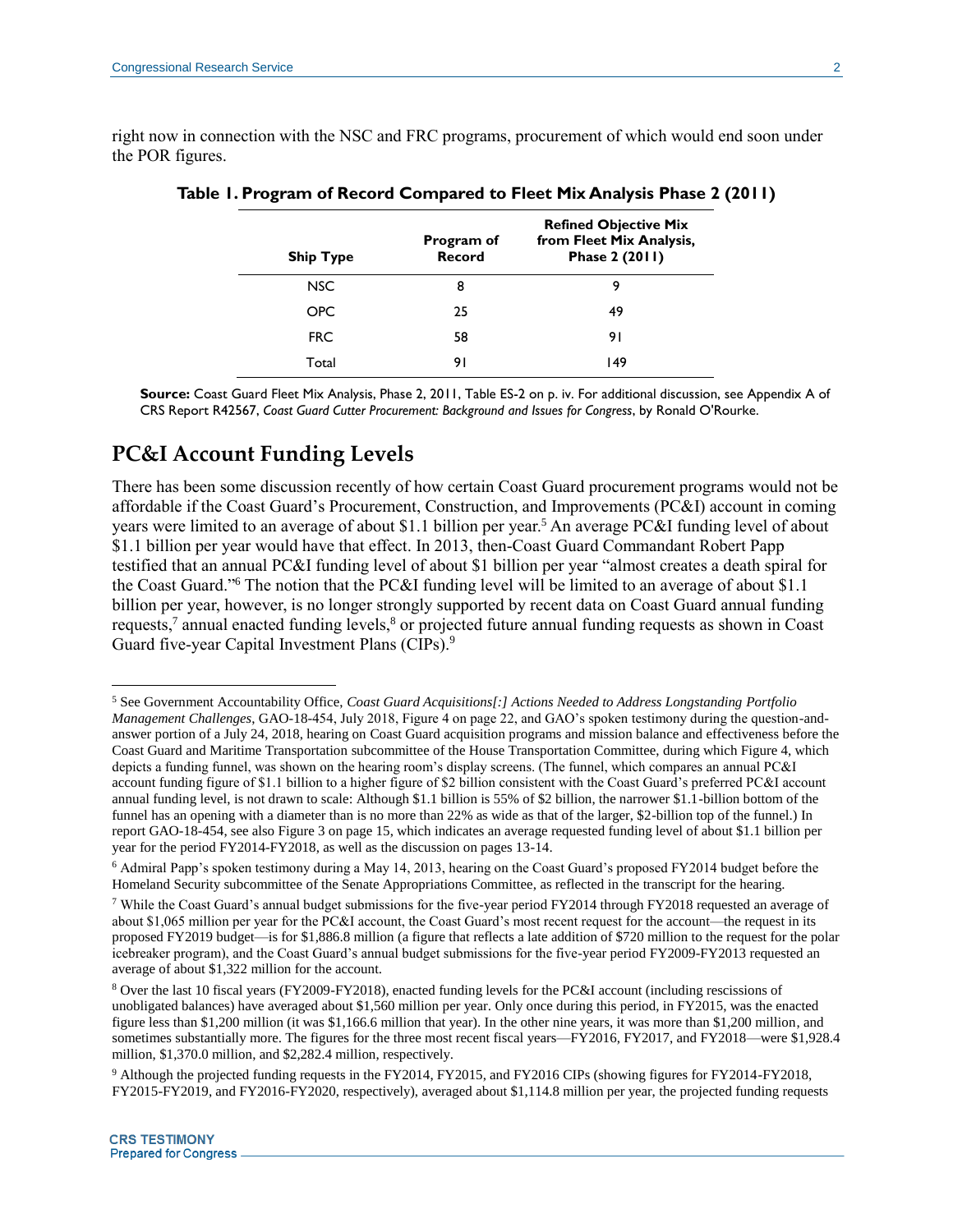right now in connection with the NSC and FRC programs, procurement of which would end soon under the POR figures.

**Table 1. Program of Record Compared to Fleet Mix Analysis Phase 2 (2011)**

| Ship Type | Program of Record | Refined Objective Mix from Fleet Mix Analysis, Phase 2 (2011) |
|---|---|---|
| NSC | 8 | 9 |
| OPC | 25 | 49 |
| FRC | 58 | 91 |
| Total | 91 | 149 |

**Source:** Coast Guard Fleet Mix Analysis, Phase 2, 2011, Table ES-2 on p. iv. For additional discussion, see Appendix A of CRS Report R42567, *Coast Guard Cutter Procurement: Background and Issues for Congress*, by Ronald O'Rourke.

## PC&I Account Funding Levels

There has been some discussion recently of how certain Coast Guard procurement programs would not be affordable if the Coast Guard's Procurement, Construction, and Improvements (PC&I) account in coming years were limited to an average of about $1.1 billion per year.[5] An average PC&I funding level of about $1.1 billion per year would have that effect. In 2013, then-Coast Guard Commandant Robert Papp testified that an annual PC&I funding level of about $1 billion per year "almost creates a death spiral for the Coast Guard."[6] The notion that the PC&I funding level will be limited to an average of about $1.1 billion per year, however, is no longer strongly supported by recent data on Coast Guard annual funding requests,[7] annual enacted funding levels,[8] or projected future annual funding requests as shown in Coast Guard five-year Capital Investment Plans (CIPs).[9]

[5] See Government Accountability Office, *Coast Guard Acquisitions[:] Actions Needed to Address Longstanding Portfolio Management Challenges*, GAO-18-454, July 2018, Figure 4 on page 22, and GAO's spoken testimony during the question-and-answer portion of a July 24, 2018, hearing on Coast Guard acquisition programs and mission balance and effectiveness before the Coast Guard and Maritime Transportation subcommittee of the House Transportation Committee, during which Figure 4, which depicts a funding funnel, was shown on the hearing room's display screens. (The funnel, which compares an annual PC&I account funding figure of $1.1 billion to a higher figure of $2 billion consistent with the Coast Guard's preferred PC&I account annual funding level, is not drawn to scale: Although $1.1 billion is 55% of $2 billion, the narrower $1.1-billion bottom of the funnel has an opening with a diameter than is no more than 22% as wide as that of the larger, $2-billion top of the funnel.) In report GAO-18-454, see also Figure 3 on page 15, which indicates an average requested funding level of about $1.1 billion per year for the period FY2014-FY2018, as well as the discussion on pages 13-14.

[6] Admiral Papp's spoken testimony during a May 14, 2013, hearing on the Coast Guard's proposed FY2014 budget before the Homeland Security subcommittee of the Senate Appropriations Committee, as reflected in the transcript for the hearing.

[7] While the Coast Guard's annual budget submissions for the five-year period FY2014 through FY2018 requested an average of about $1,065 million per year for the PC&I account, the Coast Guard's most recent request for the account—the request in its proposed FY2019 budget—is for $1,886.8 million (a figure that reflects a late addition of $720 million to the request for the polar icebreaker program), and the Coast Guard's annual budget submissions for the five-year period FY2009-FY2013 requested an average of about $1,322 million for the account.

[8] Over the last 10 fiscal years (FY2009-FY2018), enacted funding levels for the PC&I account (including rescissions of unobligated balances) have averaged about $1,560 million per year. Only once during this period, in FY2015, was the enacted figure less than $1,200 million (it was $1,166.6 million that year). In the other nine years, it was more than $1,200 million, and sometimes substantially more. The figures for the three most recent fiscal years—FY2016, FY2017, and FY2018—were $1,928.4 million, $1,370.0 million, and $2,282.4 million, respectively.

[9] Although the projected funding requests in the FY2014, FY2015, and FY2016 CIPs (showing figures for FY2014-FY2018, FY2015-FY2019, and FY2016-FY2020, respectively), averaged about $1,114.8 million per year, the projected funding requests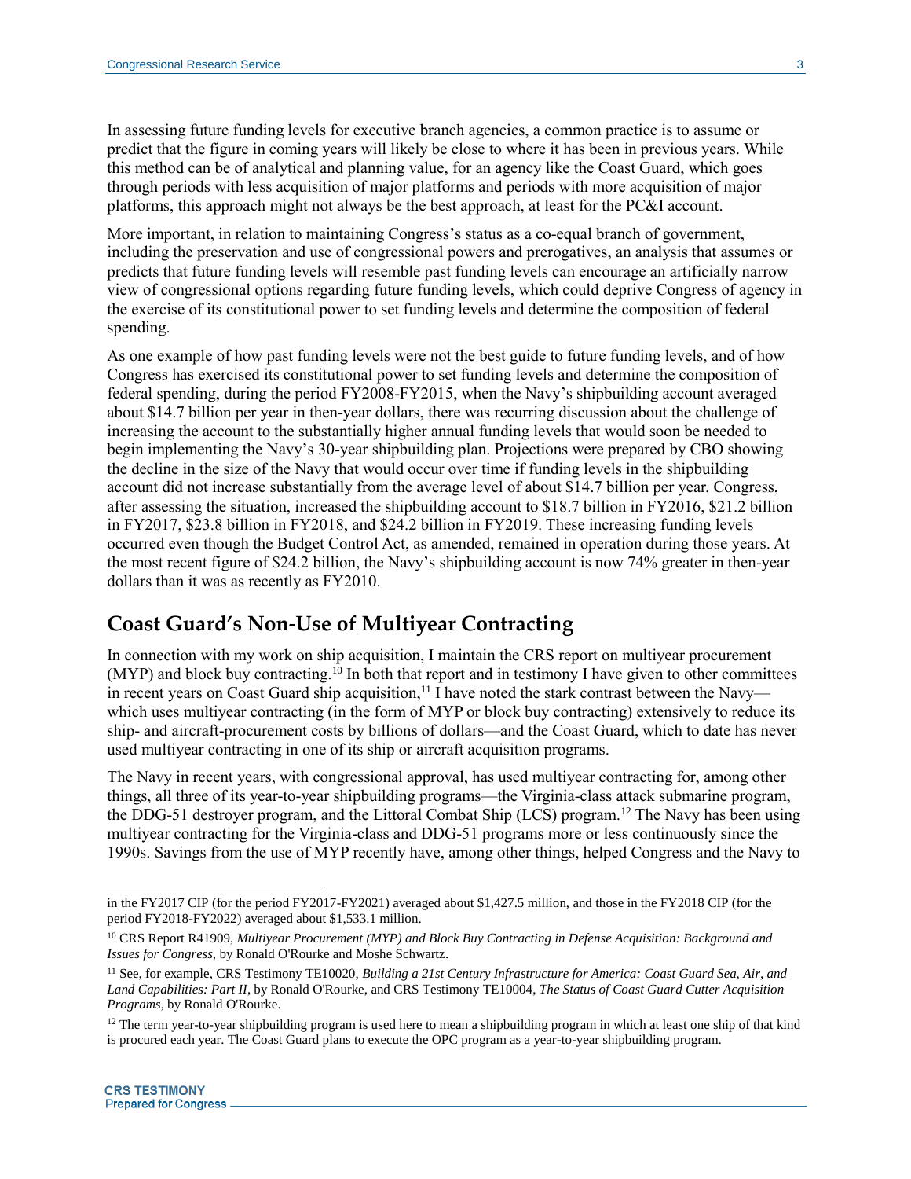In assessing future funding levels for executive branch agencies, a common practice is to assume or predict that the figure in coming years will likely be close to where it has been in previous years. While this method can be of analytical and planning value, for an agency like the Coast Guard, which goes through periods with less acquisition of major platforms and periods with more acquisition of major platforms, this approach might not always be the best approach, at least for the PC&I account.

More important, in relation to maintaining Congress's status as a co-equal branch of government, including the preservation and use of congressional powers and prerogatives, an analysis that assumes or predicts that future funding levels will resemble past funding levels can encourage an artificially narrow view of congressional options regarding future funding levels, which could deprive Congress of agency in the exercise of its constitutional power to set funding levels and determine the composition of federal spending.

As one example of how past funding levels were not the best guide to future funding levels, and of how Congress has exercised its constitutional power to set funding levels and determine the composition of federal spending, during the period FY2008-FY2015, when the Navy's shipbuilding account averaged about $14.7 billion per year in then-year dollars, there was recurring discussion about the challenge of increasing the account to the substantially higher annual funding levels that would soon be needed to begin implementing the Navy's 30-year shipbuilding plan. Projections were prepared by CBO showing the decline in the size of the Navy that would occur over time if funding levels in the shipbuilding account did not increase substantially from the average level of about $14.7 billion per year. Congress, after assessing the situation, increased the shipbuilding account to $18.7 billion in FY2016, $21.2 billion in FY2017, $23.8 billion in FY2018, and $24.2 billion in FY2019. These increasing funding levels occurred even though the Budget Control Act, as amended, remained in operation during those years. At the most recent figure of $24.2 billion, the Navy's shipbuilding account is now 74% greater in then-year dollars than it was as recently as FY2010.

## Coast Guard's Non-Use of Multiyear Contracting

In connection with my work on ship acquisition, I maintain the CRS report on multiyear procurement (MYP) and block buy contracting.[10] In both that report and in testimony I have given to other committees in recent years on Coast Guard ship acquisition,[11] I have noted the stark contrast between the Navy—which uses multiyear contracting (in the form of MYP or block buy contracting) extensively to reduce its ship- and aircraft-procurement costs by billions of dollars—and the Coast Guard, which to date has never used multiyear contracting in one of its ship or aircraft acquisition programs.

The Navy in recent years, with congressional approval, has used multiyear contracting for, among other things, all three of its year-to-year shipbuilding programs—the Virginia-class attack submarine program, the DDG-51 destroyer program, and the Littoral Combat Ship (LCS) program.[12] The Navy has been using multiyear contracting for the Virginia-class and DDG-51 programs more or less continuously since the 1990s. Savings from the use of MYP recently have, among other things, helped Congress and the Navy to

---

in the FY2017 CIP (for the period FY2017-FY2021) averaged about $1,427.5 million, and those in the FY2018 CIP (for the period FY2018-FY2022) averaged about $1,533.1 million.

[10] CRS Report R41909, *Multiyear Procurement (MYP) and Block Buy Contracting in Defense Acquisition: Background and Issues for Congress*, by Ronald O'Rourke and Moshe Schwartz.

[11] See, for example, CRS Testimony TE10020, *Building a 21st Century Infrastructure for America: Coast Guard Sea, Air, and Land Capabilities: Part II*, by Ronald O'Rourke, and CRS Testimony TE10004, *The Status of Coast Guard Cutter Acquisition Programs*, by Ronald O'Rourke.

[12] The term year-to-year shipbuilding program is used here to mean a shipbuilding program in which at least one ship of that kind is procured each year. The Coast Guard plans to execute the OPC program as a year-to-year shipbuilding program.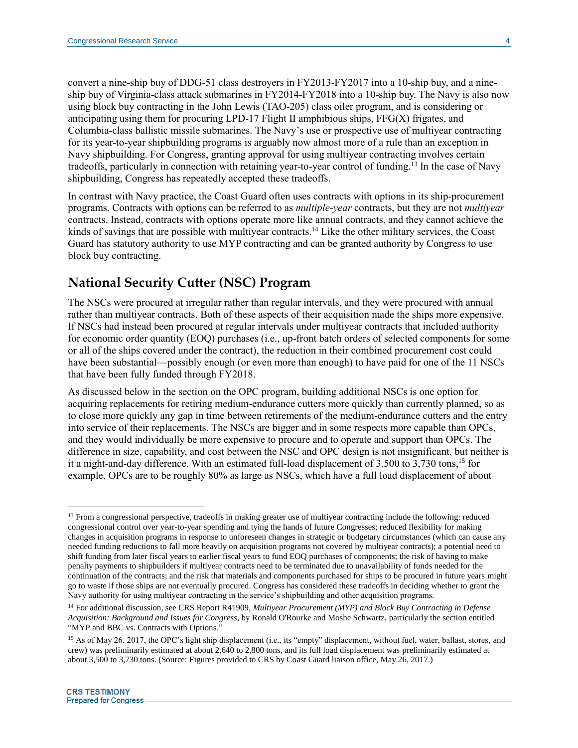convert a nine-ship buy of DDG-51 class destroyers in FY2013-FY2017 into a 10-ship buy, and a nine-ship buy of Virginia-class attack submarines in FY2014-FY2018 into a 10-ship buy. The Navy is also now using block buy contracting in the John Lewis (TAO-205) class oiler program, and is considering or anticipating using them for procuring LPD-17 Flight II amphibious ships, FFG(X) frigates, and Columbia-class ballistic missile submarines. The Navy's use or prospective use of multiyear contracting for its year-to-year shipbuilding programs is arguably now almost more of a rule than an exception in Navy shipbuilding. For Congress, granting approval for using multiyear contracting involves certain tradeoffs, particularly in connection with retaining year-to-year control of funding.[13] In the case of Navy shipbuilding, Congress has repeatedly accepted these tradeoffs.

In contrast with Navy practice, the Coast Guard often uses contracts with options in its ship-procurement programs. Contracts with options can be referred to as *multiple-year* contracts, but they are not *multiyear* contracts. Instead, contracts with options operate more like annual contracts, and they cannot achieve the kinds of savings that are possible with multiyear contracts.[14] Like the other military services, the Coast Guard has statutory authority to use MYP contracting and can be granted authority by Congress to use block buy contracting.

## National Security Cutter (NSC) Program

The NSCs were procured at irregular rather than regular intervals, and they were procured with annual rather than multiyear contracts. Both of these aspects of their acquisition made the ships more expensive. If NSCs had instead been procured at regular intervals under multiyear contracts that included authority for economic order quantity (EOQ) purchases (i.e., up-front batch orders of selected components for some or all of the ships covered under the contract), the reduction in their combined procurement cost could have been substantial—possibly enough (or even more than enough) to have paid for one of the 11 NSCs that have been fully funded through FY2018.

As discussed below in the section on the OPC program, building additional NSCs is one option for acquiring replacements for retiring medium-endurance cutters more quickly than currently planned, so as to close more quickly any gap in time between retirements of the medium-endurance cutters and the entry into service of their replacements. The NSCs are bigger and in some respects more capable than OPCs, and they would individually be more expensive to procure and to operate and support than OPCs. The difference in size, capability, and cost between the NSC and OPC design is not insignificant, but neither is it a night-and-day difference. With an estimated full-load displacement of 3,500 to 3,730 tons,[15] for example, OPCs are to be roughly 80% as large as NSCs, which have a full load displacement of about

---

[13] From a congressional perspective, tradeoffs in making greater use of multiyear contracting include the following: reduced congressional control over year-to-year spending and tying the hands of future Congresses; reduced flexibility for making changes in acquisition programs in response to unforeseen changes in strategic or budgetary circumstances (which can cause any needed funding reductions to fall more heavily on acquisition programs not covered by multiyear contracts); a potential need to shift funding from later fiscal years to earlier fiscal years to fund EOQ purchases of components; the risk of having to make penalty payments to shipbuilders if multiyear contracts need to be terminated due to unavailability of funds needed for the continuation of the contracts; and the risk that materials and components purchased for ships to be procured in future years might go to waste if those ships are not eventually procured. Congress has considered these tradeoffs in deciding whether to grant the Navy authority for using multiyear contracting in the service's shipbuilding and other acquisition programs.

[14] For additional discussion, see CRS Report R41909, *Multiyear Procurement (MYP) and Block Buy Contracting in Defense Acquisition: Background and Issues for Congress*, by Ronald O'Rourke and Moshe Schwartz, particularly the section entitled "MYP and BBC vs. Contracts with Options."

[15] As of May 26, 2017, the OPC's light ship displacement (i.e., its "empty" displacement, without fuel, water, ballast, stores, and crew) was preliminarily estimated at about 2,640 to 2,800 tons, and its full load displacement was preliminarily estimated at about 3,500 to 3,730 tons. (Source: Figures provided to CRS by Coast Guard liaison office, May 26, 2017.)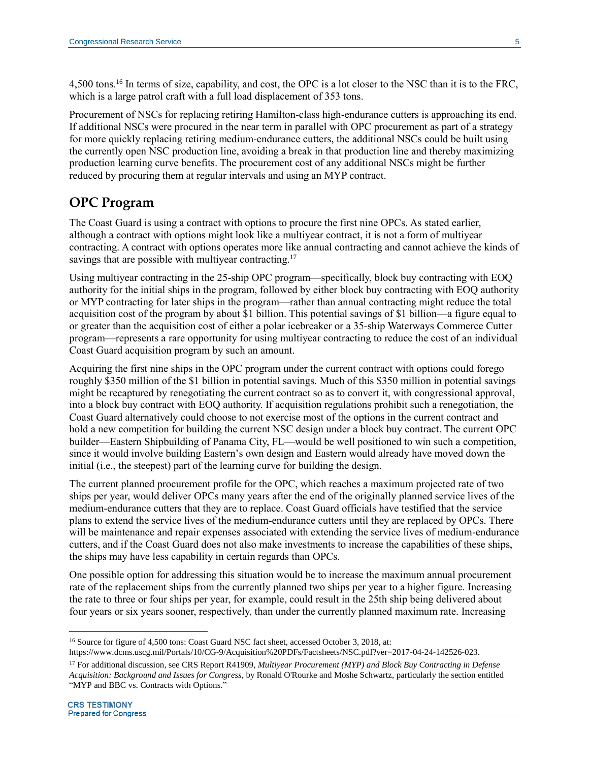4,500 tons.[16] In terms of size, capability, and cost, the OPC is a lot closer to the NSC than it is to the FRC, which is a large patrol craft with a full load displacement of 353 tons.

Procurement of NSCs for replacing retiring Hamilton-class high-endurance cutters is approaching its end. If additional NSCs were procured in the near term in parallel with OPC procurement as part of a strategy for more quickly replacing retiring medium-endurance cutters, the additional NSCs could be built using the currently open NSC production line, avoiding a break in that production line and thereby maximizing production learning curve benefits. The procurement cost of any additional NSCs might be further reduced by procuring them at regular intervals and using an MYP contract.

## OPC Program

The Coast Guard is using a contract with options to procure the first nine OPCs. As stated earlier, although a contract with options might look like a multiyear contract, it is not a form of multiyear contracting. A contract with options operates more like annual contracting and cannot achieve the kinds of savings that are possible with multiyear contracting.[17]

Using multiyear contracting in the 25-ship OPC program—specifically, block buy contracting with EOQ authority for the initial ships in the program, followed by either block buy contracting with EOQ authority or MYP contracting for later ships in the program—rather than annual contracting might reduce the total acquisition cost of the program by about $1 billion. This potential savings of $1 billion—a figure equal to or greater than the acquisition cost of either a polar icebreaker or a 35-ship Waterways Commerce Cutter program—represents a rare opportunity for using multiyear contracting to reduce the cost of an individual Coast Guard acquisition program by such an amount.

Acquiring the first nine ships in the OPC program under the current contract with options could forego roughly $350 million of the $1 billion in potential savings. Much of this $350 million in potential savings might be recaptured by renegotiating the current contract so as to convert it, with congressional approval, into a block buy contract with EOQ authority. If acquisition regulations prohibit such a renegotiation, the Coast Guard alternatively could choose to not exercise most of the options in the current contract and hold a new competition for building the current NSC design under a block buy contract. The current OPC builder—Eastern Shipbuilding of Panama City, FL—would be well positioned to win such a competition, since it would involve building Eastern's own design and Eastern would already have moved down the initial (i.e., the steepest) part of the learning curve for building the design.

The current planned procurement profile for the OPC, which reaches a maximum projected rate of two ships per year, would deliver OPCs many years after the end of the originally planned service lives of the medium-endurance cutters that they are to replace. Coast Guard officials have testified that the service plans to extend the service lives of the medium-endurance cutters until they are replaced by OPCs. There will be maintenance and repair expenses associated with extending the service lives of medium-endurance cutters, and if the Coast Guard does not also make investments to increase the capabilities of these ships, the ships may have less capability in certain regards than OPCs.

One possible option for addressing this situation would be to increase the maximum annual procurement rate of the replacement ships from the currently planned two ships per year to a higher figure. Increasing the rate to three or four ships per year, for example, could result in the 25th ship being delivered about four years or six years sooner, respectively, than under the currently planned maximum rate. Increasing

---

[16] Source for figure of 4,500 tons: Coast Guard NSC fact sheet, accessed October 3, 2018, at: https://www.dcms.uscg.mil/Portals/10/CG-9/Acquisition%20PDFs/Factsheets/NSC.pdf?ver=2017-04-24-142526-023.

[17] For additional discussion, see CRS Report R41909, *Multiyear Procurement (MYP) and Block Buy Contracting in Defense Acquisition: Background and Issues for Congress*, by Ronald O'Rourke and Moshe Schwartz, particularly the section entitled "MYP and BBC vs. Contracts with Options."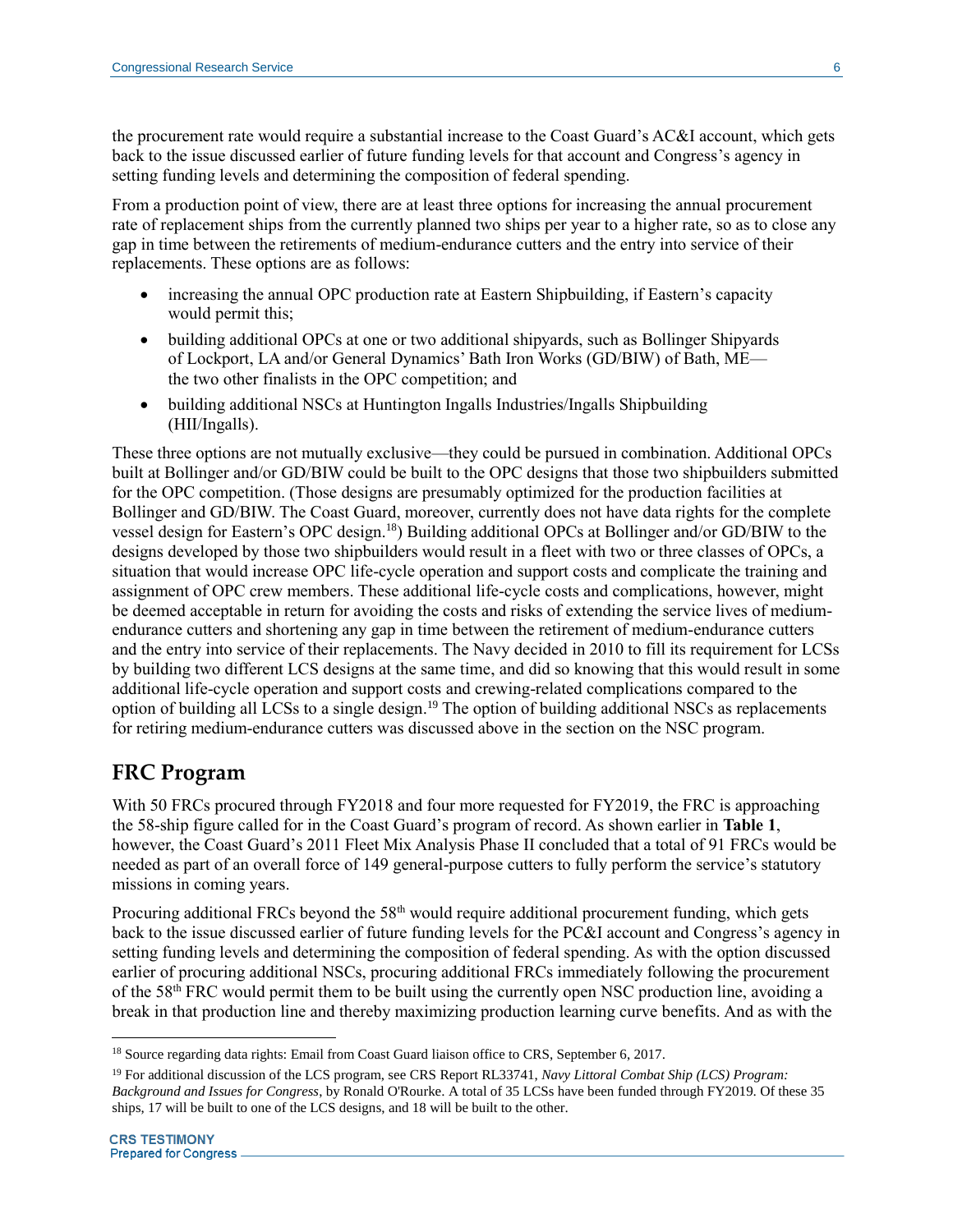the procurement rate would require a substantial increase to the Coast Guard's AC&I account, which gets back to the issue discussed earlier of future funding levels for that account and Congress's agency in setting funding levels and determining the composition of federal spending.

From a production point of view, there are at least three options for increasing the annual procurement rate of replacement ships from the currently planned two ships per year to a higher rate, so as to close any gap in time between the retirements of medium-endurance cutters and the entry into service of their replacements. These options are as follows:

- increasing the annual OPC production rate at Eastern Shipbuilding, if Eastern's capacity would permit this;
- building additional OPCs at one or two additional shipyards, such as Bollinger Shipyards of Lockport, LA and/or General Dynamics' Bath Iron Works (GD/BIW) of Bath, ME—the two other finalists in the OPC competition; and
- building additional NSCs at Huntington Ingalls Industries/Ingalls Shipbuilding (HII/Ingalls).

These three options are not mutually exclusive—they could be pursued in combination. Additional OPCs built at Bollinger and/or GD/BIW could be built to the OPC designs that those two shipbuilders submitted for the OPC competition. (Those designs are presumably optimized for the production facilities at Bollinger and GD/BIW. The Coast Guard, moreover, currently does not have data rights for the complete vessel design for Eastern's OPC design.[18]) Building additional OPCs at Bollinger and/or GD/BIW to the designs developed by those two shipbuilders would result in a fleet with two or three classes of OPCs, a situation that would increase OPC life-cycle operation and support costs and complicate the training and assignment of OPC crew members. These additional life-cycle costs and complications, however, might be deemed acceptable in return for avoiding the costs and risks of extending the service lives of medium-endurance cutters and shortening any gap in time between the retirement of medium-endurance cutters and the entry into service of their replacements. The Navy decided in 2010 to fill its requirement for LCSs by building two different LCS designs at the same time, and did so knowing that this would result in some additional life-cycle operation and support costs and crewing-related complications compared to the option of building all LCSs to a single design.[19] The option of building additional NSCs as replacements for retiring medium-endurance cutters was discussed above in the section on the NSC program.

## FRC Program

With 50 FRCs procured through FY2018 and four more requested for FY2019, the FRC is approaching the 58-ship figure called for in the Coast Guard's program of record. As shown earlier in **Table 1**, however, the Coast Guard's 2011 Fleet Mix Analysis Phase II concluded that a total of 91 FRCs would be needed as part of an overall force of 149 general-purpose cutters to fully perform the service's statutory missions in coming years.

Procuring additional FRCs beyond the 58th would require additional procurement funding, which gets back to the issue discussed earlier of future funding levels for the PC&I account and Congress's agency in setting funding levels and determining the composition of federal spending. As with the option discussed earlier of procuring additional NSCs, procuring additional FRCs immediately following the procurement of the 58th FRC would permit them to be built using the currently open NSC production line, avoiding a break in that production line and thereby maximizing production learning curve benefits. And as with the

[18] Source regarding data rights: Email from Coast Guard liaison office to CRS, September 6, 2017.

[19] For additional discussion of the LCS program, see CRS Report RL33741, *Navy Littoral Combat Ship (LCS) Program: Background and Issues for Congress*, by Ronald O'Rourke. A total of 35 LCSs have been funded through FY2019. Of these 35 ships, 17 will be built to one of the LCS designs, and 18 will be built to the other.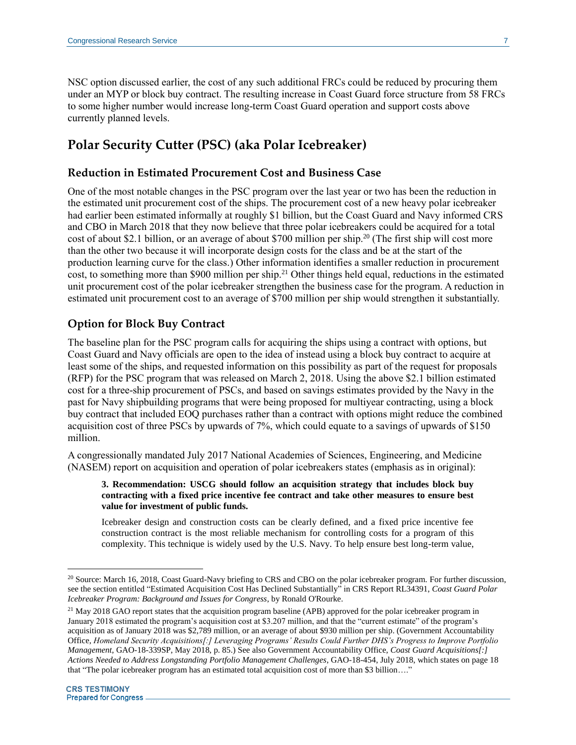NSC option discussed earlier, the cost of any such additional FRCs could be reduced by procuring them under an MYP or block buy contract. The resulting increase in Coast Guard force structure from 58 FRCs to some higher number would increase long-term Coast Guard operation and support costs above currently planned levels.

## Polar Security Cutter (PSC) (aka Polar Icebreaker)

### Reduction in Estimated Procurement Cost and Business Case

One of the most notable changes in the PSC program over the last year or two has been the reduction in the estimated unit procurement cost of the ships. The procurement cost of a new heavy polar icebreaker had earlier been estimated informally at roughly $1 billion, but the Coast Guard and Navy informed CRS and CBO in March 2018 that they now believe that three polar icebreakers could be acquired for a total cost of about $2.1 billion, or an average of about $700 million per ship.[20] (The first ship will cost more than the other two because it will incorporate design costs for the class and be at the start of the production learning curve for the class.) Other information identifies a smaller reduction in procurement cost, to something more than $900 million per ship.[21] Other things held equal, reductions in the estimated unit procurement cost of the polar icebreaker strengthen the business case for the program. A reduction in estimated unit procurement cost to an average of $700 million per ship would strengthen it substantially.

### Option for Block Buy Contract

The baseline plan for the PSC program calls for acquiring the ships using a contract with options, but Coast Guard and Navy officials are open to the idea of instead using a block buy contract to acquire at least some of the ships, and requested information on this possibility as part of the request for proposals (RFP) for the PSC program that was released on March 2, 2018. Using the above $2.1 billion estimated cost for a three-ship procurement of PSCs, and based on savings estimates provided by the Navy in the past for Navy shipbuilding programs that were being proposed for multiyear contracting, using a block buy contract that included EOQ purchases rather than a contract with options might reduce the combined acquisition cost of three PSCs by upwards of 7%, which could equate to a savings of upwards of $150 million.

A congressionally mandated July 2017 National Academies of Sciences, Engineering, and Medicine (NASEM) report on acquisition and operation of polar icebreakers states (emphasis as in original):

> **3. Recommendation: USCG should follow an acquisition strategy that includes block buy contracting with a fixed price incentive fee contract and take other measures to ensure best value for investment of public funds.**
>
> Icebreaker design and construction costs can be clearly defined, and a fixed price incentive fee construction contract is the most reliable mechanism for controlling costs for a program of this complexity. This technique is widely used by the U.S. Navy. To help ensure best long-term value,

---

[20] Source: March 16, 2018, Coast Guard-Navy briefing to CRS and CBO on the polar icebreaker program. For further discussion, see the section entitled "Estimated Acquisition Cost Has Declined Substantially" in CRS Report RL34391, *Coast Guard Polar Icebreaker Program: Background and Issues for Congress*, by Ronald O'Rourke.

[21] May 2018 GAO report states that the acquisition program baseline (APB) approved for the polar icebreaker program in January 2018 estimated the program's acquisition cost at $3.207 million, and that the "current estimate" of the program's acquisition as of January 2018 was $2,789 million, or an average of about $930 million per ship. (Government Accountability Office, *Homeland Security Acquisitions[:] Leveraging Programs' Results Could Further DHS's Progress to Improve Portfolio Management*, GAO-18-339SP, May 2018, p. 85.) See also Government Accountability Office, *Coast Guard Acquisitions[:] Actions Needed to Address Longstanding Portfolio Management Challenges*, GAO-18-454, July 2018, which states on page 18 that "The polar icebreaker program has an estimated total acquisition cost of more than $3 billion…."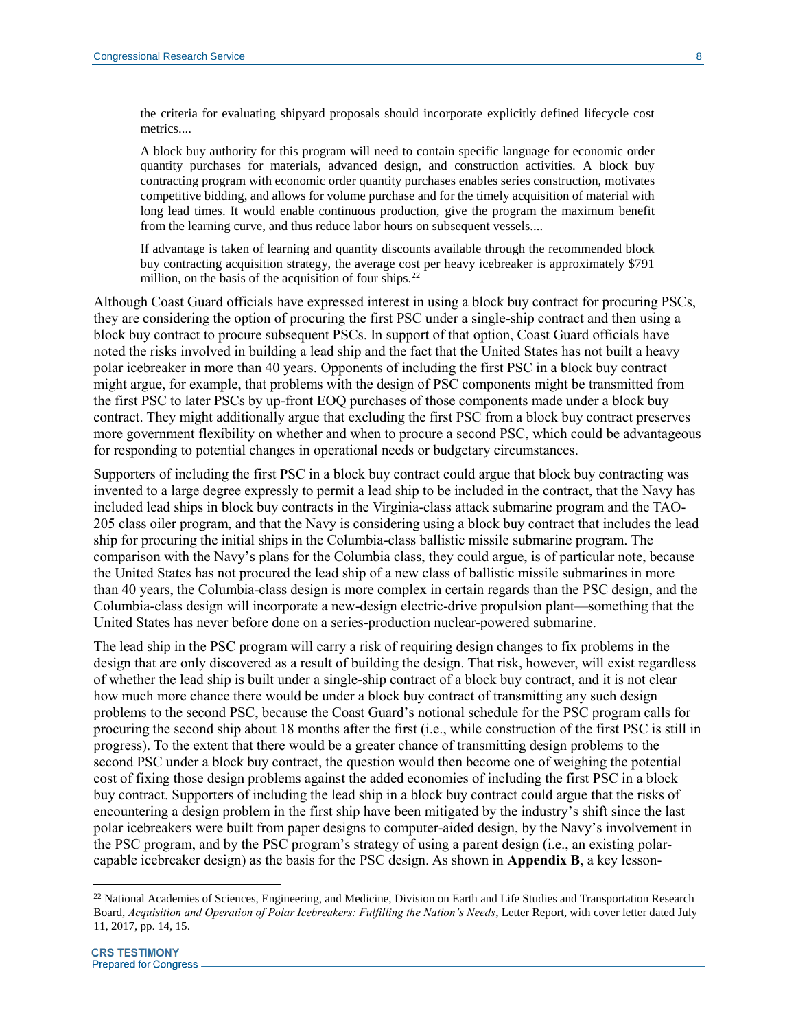> the criteria for evaluating shipyard proposals should incorporate explicitly defined lifecycle cost metrics....
>
> A block buy authority for this program will need to contain specific language for economic order quantity purchases for materials, advanced design, and construction activities. A block buy contracting program with economic order quantity purchases enables series construction, motivates competitive bidding, and allows for volume purchase and for the timely acquisition of material with long lead times. It would enable continuous production, give the program the maximum benefit from the learning curve, and thus reduce labor hours on subsequent vessels....
>
> If advantage is taken of learning and quantity discounts available through the recommended block buy contracting acquisition strategy, the average cost per heavy icebreaker is approximately $791 million, on the basis of the acquisition of four ships.[22]

Although Coast Guard officials have expressed interest in using a block buy contract for procuring PSCs, they are considering the option of procuring the first PSC under a single-ship contract and then using a block buy contract to procure subsequent PSCs. In support of that option, Coast Guard officials have noted the risks involved in building a lead ship and the fact that the United States has not built a heavy polar icebreaker in more than 40 years. Opponents of including the first PSC in a block buy contract might argue, for example, that problems with the design of PSC components might be transmitted from the first PSC to later PSCs by up-front EOQ purchases of those components made under a block buy contract. They might additionally argue that excluding the first PSC from a block buy contract preserves more government flexibility on whether and when to procure a second PSC, which could be advantageous for responding to potential changes in operational needs or budgetary circumstances.

Supporters of including the first PSC in a block buy contract could argue that block buy contracting was invented to a large degree expressly to permit a lead ship to be included in the contract, that the Navy has included lead ships in block buy contracts in the Virginia-class attack submarine program and the TAO-205 class oiler program, and that the Navy is considering using a block buy contract that includes the lead ship for procuring the initial ships in the Columbia-class ballistic missile submarine program. The comparison with the Navy's plans for the Columbia class, they could argue, is of particular note, because the United States has not procured the lead ship of a new class of ballistic missile submarines in more than 40 years, the Columbia-class design is more complex in certain regards than the PSC design, and the Columbia-class design will incorporate a new-design electric-drive propulsion plant—something that the United States has never before done on a series-production nuclear-powered submarine.

The lead ship in the PSC program will carry a risk of requiring design changes to fix problems in the design that are only discovered as a result of building the design. That risk, however, will exist regardless of whether the lead ship is built under a single-ship contract of a block buy contract, and it is not clear how much more chance there would be under a block buy contract of transmitting any such design problems to the second PSC, because the Coast Guard's notional schedule for the PSC program calls for procuring the second ship about 18 months after the first (i.e., while construction of the first PSC is still in progress). To the extent that there would be a greater chance of transmitting design problems to the second PSC under a block buy contract, the question would then become one of weighing the potential cost of fixing those design problems against the added economies of including the first PSC in a block buy contract. Supporters of including the lead ship in a block buy contract could argue that the risks of encountering a design problem in the first ship have been mitigated by the industry's shift since the last polar icebreakers were built from paper designs to computer-aided design, by the Navy's involvement in the PSC program, and by the PSC program's strategy of using a parent design (i.e., an existing polar-capable icebreaker design) as the basis for the PSC design. As shown in **Appendix B**, a key lesson-

[22] National Academies of Sciences, Engineering, and Medicine, Division on Earth and Life Studies and Transportation Research Board, *Acquisition and Operation of Polar Icebreakers: Fulfilling the Nation's Needs*, Letter Report, with cover letter dated July 11, 2017, pp. 14, 15.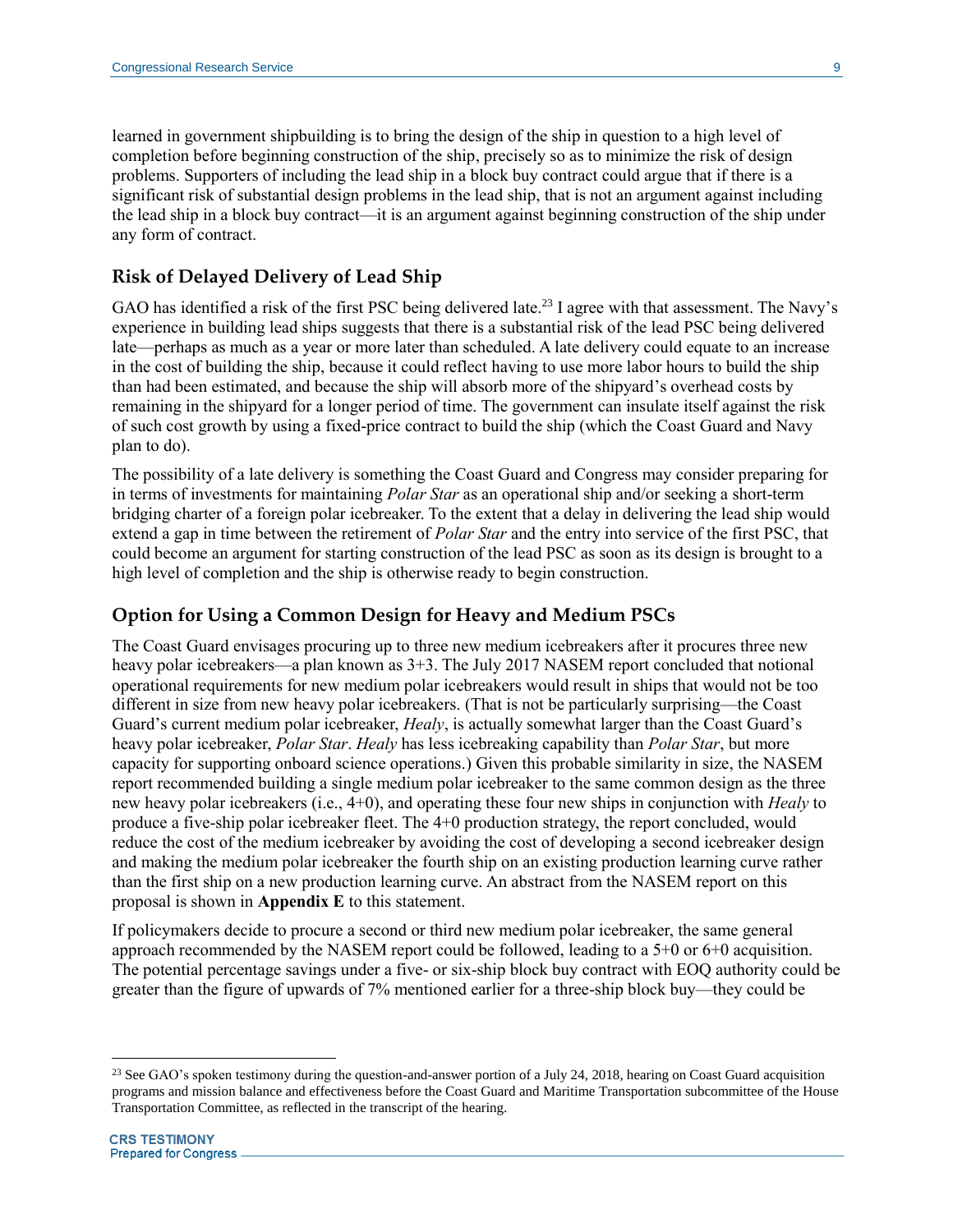learned in government shipbuilding is to bring the design of the ship in question to a high level of completion before beginning construction of the ship, precisely so as to minimize the risk of design problems. Supporters of including the lead ship in a block buy contract could argue that if there is a significant risk of substantial design problems in the lead ship, that is not an argument against including the lead ship in a block buy contract—it is an argument against beginning construction of the ship under any form of contract.

## Risk of Delayed Delivery of Lead Ship

GAO has identified a risk of the first PSC being delivered late.[23] I agree with that assessment. The Navy's experience in building lead ships suggests that there is a substantial risk of the lead PSC being delivered late—perhaps as much as a year or more later than scheduled. A late delivery could equate to an increase in the cost of building the ship, because it could reflect having to use more labor hours to build the ship than had been estimated, and because the ship will absorb more of the shipyard's overhead costs by remaining in the shipyard for a longer period of time. The government can insulate itself against the risk of such cost growth by using a fixed-price contract to build the ship (which the Coast Guard and Navy plan to do).

The possibility of a late delivery is something the Coast Guard and Congress may consider preparing for in terms of investments for maintaining *Polar Star* as an operational ship and/or seeking a short-term bridging charter of a foreign polar icebreaker. To the extent that a delay in delivering the lead ship would extend a gap in time between the retirement of *Polar Star* and the entry into service of the first PSC, that could become an argument for starting construction of the lead PSC as soon as its design is brought to a high level of completion and the ship is otherwise ready to begin construction.

## Option for Using a Common Design for Heavy and Medium PSCs

The Coast Guard envisages procuring up to three new medium icebreakers after it procures three new heavy polar icebreakers—a plan known as 3+3. The July 2017 NASEM report concluded that notional operational requirements for new medium polar icebreakers would result in ships that would not be too different in size from new heavy polar icebreakers. (That is not be particularly surprising—the Coast Guard's current medium polar icebreaker, *Healy*, is actually somewhat larger than the Coast Guard's heavy polar icebreaker, *Polar Star*. *Healy* has less icebreaking capability than *Polar Star*, but more capacity for supporting onboard science operations.) Given this probable similarity in size, the NASEM report recommended building a single medium polar icebreaker to the same common design as the three new heavy polar icebreakers (i.e., 4+0), and operating these four new ships in conjunction with *Healy* to produce a five-ship polar icebreaker fleet. The 4+0 production strategy, the report concluded, would reduce the cost of the medium icebreaker by avoiding the cost of developing a second icebreaker design and making the medium polar icebreaker the fourth ship on an existing production learning curve rather than the first ship on a new production learning curve. An abstract from the NASEM report on this proposal is shown in **Appendix E** to this statement.

If policymakers decide to procure a second or third new medium polar icebreaker, the same general approach recommended by the NASEM report could be followed, leading to a 5+0 or 6+0 acquisition. The potential percentage savings under a five- or six-ship block buy contract with EOQ authority could be greater than the figure of upwards of 7% mentioned earlier for a three-ship block buy—they could be

[23] See GAO's spoken testimony during the question-and-answer portion of a July 24, 2018, hearing on Coast Guard acquisition programs and mission balance and effectiveness before the Coast Guard and Maritime Transportation subcommittee of the House Transportation Committee, as reflected in the transcript of the hearing.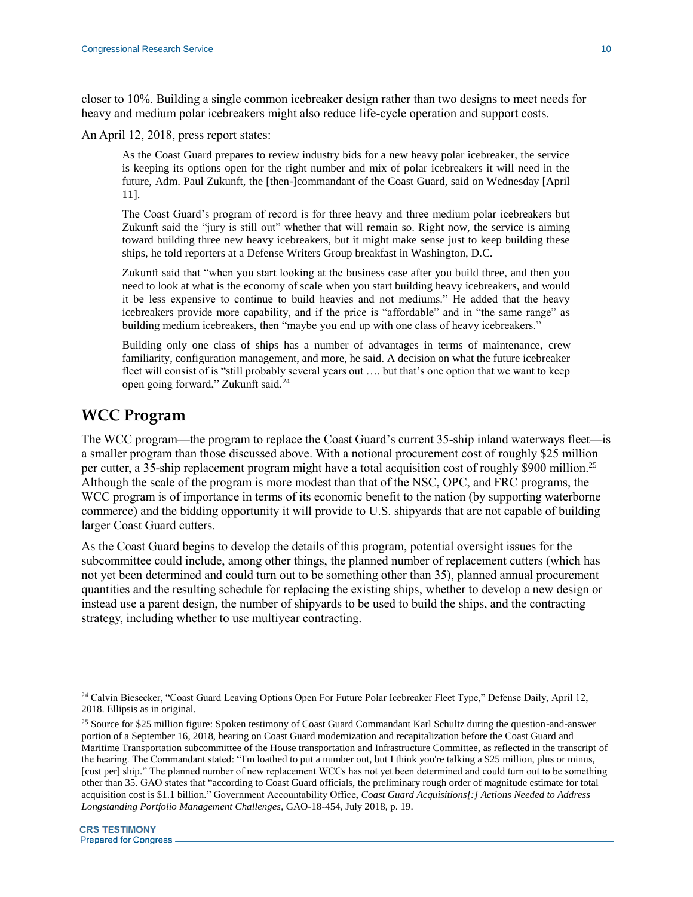closer to 10%. Building a single common icebreaker design rather than two designs to meet needs for heavy and medium polar icebreakers might also reduce life-cycle operation and support costs.

An April 12, 2018, press report states:

> As the Coast Guard prepares to review industry bids for a new heavy polar icebreaker, the service is keeping its options open for the right number and mix of polar icebreakers it will need in the future, Adm. Paul Zukunft, the [then-]commandant of the Coast Guard, said on Wednesday [April 11].
>
> The Coast Guard's program of record is for three heavy and three medium polar icebreakers but Zukunft said the "jury is still out" whether that will remain so. Right now, the service is aiming toward building three new heavy icebreakers, but it might make sense just to keep building these ships, he told reporters at a Defense Writers Group breakfast in Washington, D.C.
>
> Zukunft said that "when you start looking at the business case after you build three, and then you need to look at what is the economy of scale when you start building heavy icebreakers, and would it be less expensive to continue to build heavies and not mediums." He added that the heavy icebreakers provide more capability, and if the price is "affordable" and in "the same range" as building medium icebreakers, then "maybe you end up with one class of heavy icebreakers."
>
> Building only one class of ships has a number of advantages in terms of maintenance, crew familiarity, configuration management, and more, he said. A decision on what the future icebreaker fleet will consist of is "still probably several years out …. but that's one option that we want to keep open going forward," Zukunft said.[24]

## WCC Program

The WCC program—the program to replace the Coast Guard's current 35-ship inland waterways fleet—is a smaller program than those discussed above. With a notional procurement cost of roughly $25 million per cutter, a 35-ship replacement program might have a total acquisition cost of roughly $900 million.[25] Although the scale of the program is more modest than that of the NSC, OPC, and FRC programs, the WCC program is of importance in terms of its economic benefit to the nation (by supporting waterborne commerce) and the bidding opportunity it will provide to U.S. shipyards that are not capable of building larger Coast Guard cutters.

As the Coast Guard begins to develop the details of this program, potential oversight issues for the subcommittee could include, among other things, the planned number of replacement cutters (which has not yet been determined and could turn out to be something other than 35), planned annual procurement quantities and the resulting schedule for replacing the existing ships, whether to develop a new design or instead use a parent design, the number of shipyards to be used to build the ships, and the contracting strategy, including whether to use multiyear contracting.

---

[24] Calvin Biesecker, "Coast Guard Leaving Options Open For Future Polar Icebreaker Fleet Type," Defense Daily, April 12, 2018. Ellipsis as in original.

[25] Source for $25 million figure: Spoken testimony of Coast Guard Commandant Karl Schultz during the question-and-answer portion of a September 16, 2018, hearing on Coast Guard modernization and recapitalization before the Coast Guard and Maritime Transportation subcommittee of the House transportation and Infrastructure Committee, as reflected in the transcript of the hearing. The Commandant stated: "I'm loathed to put a number out, but I think you're talking a $25 million, plus or minus, [cost per] ship." The planned number of new replacement WCCs has not yet been determined and could turn out to be something other than 35. GAO states that "according to Coast Guard officials, the preliminary rough order of magnitude estimate for total acquisition cost is $1.1 billion." Government Accountability Office, *Coast Guard Acquisitions[:] Actions Needed to Address Longstanding Portfolio Management Challenges*, GAO-18-454, July 2018, p. 19.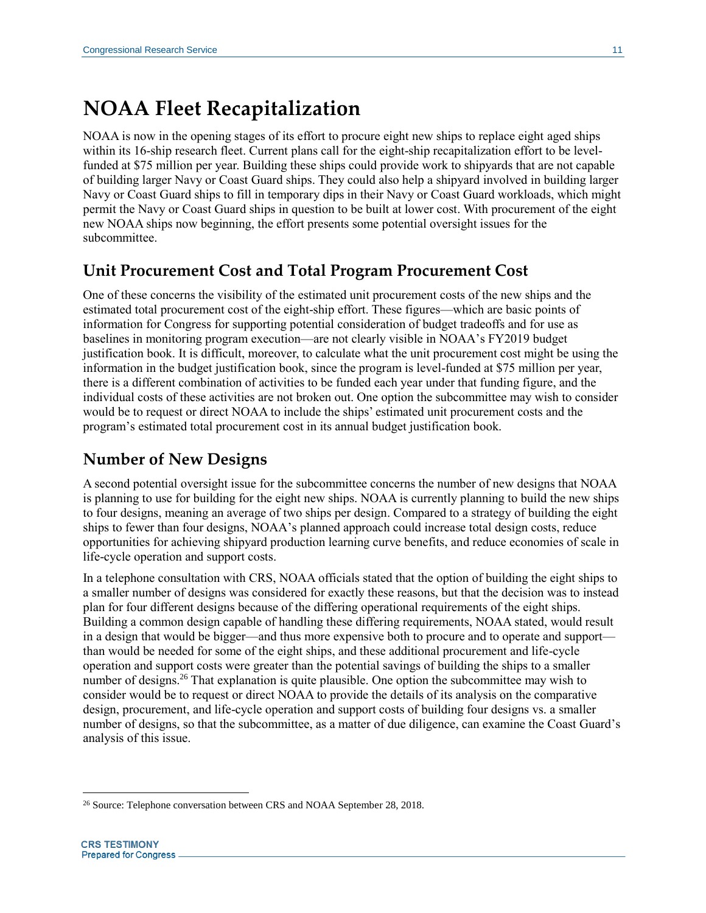# NOAA Fleet Recapitalization

NOAA is now in the opening stages of its effort to procure eight new ships to replace eight aged ships within its 16-ship research fleet. Current plans call for the eight-ship recapitalization effort to be level-funded at $75 million per year. Building these ships could provide work to shipyards that are not capable of building larger Navy or Coast Guard ships. They could also help a shipyard involved in building larger Navy or Coast Guard ships to fill in temporary dips in their Navy or Coast Guard workloads, which might permit the Navy or Coast Guard ships in question to be built at lower cost. With procurement of the eight new NOAA ships now beginning, the effort presents some potential oversight issues for the subcommittee.

## Unit Procurement Cost and Total Program Procurement Cost

One of these concerns the visibility of the estimated unit procurement costs of the new ships and the estimated total procurement cost of the eight-ship effort. These figures—which are basic points of information for Congress for supporting potential consideration of budget tradeoffs and for use as baselines in monitoring program execution—are not clearly visible in NOAA's FY2019 budget justification book. It is difficult, moreover, to calculate what the unit procurement cost might be using the information in the budget justification book, since the program is level-funded at $75 million per year, there is a different combination of activities to be funded each year under that funding figure, and the individual costs of these activities are not broken out. One option the subcommittee may wish to consider would be to request or direct NOAA to include the ships' estimated unit procurement costs and the program's estimated total procurement cost in its annual budget justification book.

## Number of New Designs

A second potential oversight issue for the subcommittee concerns the number of new designs that NOAA is planning to use for building for the eight new ships. NOAA is currently planning to build the new ships to four designs, meaning an average of two ships per design. Compared to a strategy of building the eight ships to fewer than four designs, NOAA's planned approach could increase total design costs, reduce opportunities for achieving shipyard production learning curve benefits, and reduce economies of scale in life-cycle operation and support costs.

In a telephone consultation with CRS, NOAA officials stated that the option of building the eight ships to a smaller number of designs was considered for exactly these reasons, but that the decision was to instead plan for four different designs because of the differing operational requirements of the eight ships. Building a common design capable of handling these differing requirements, NOAA stated, would result in a design that would be bigger—and thus more expensive both to procure and to operate and support—than would be needed for some of the eight ships, and these additional procurement and life-cycle operation and support costs were greater than the potential savings of building the ships to a smaller number of designs.[26] That explanation is quite plausible. One option the subcommittee may wish to consider would be to request or direct NOAA to provide the details of its analysis on the comparative design, procurement, and life-cycle operation and support costs of building four designs vs. a smaller number of designs, so that the subcommittee, as a matter of due diligence, can examine the Coast Guard's analysis of this issue.

[26] Source: Telephone conversation between CRS and NOAA September 28, 2018.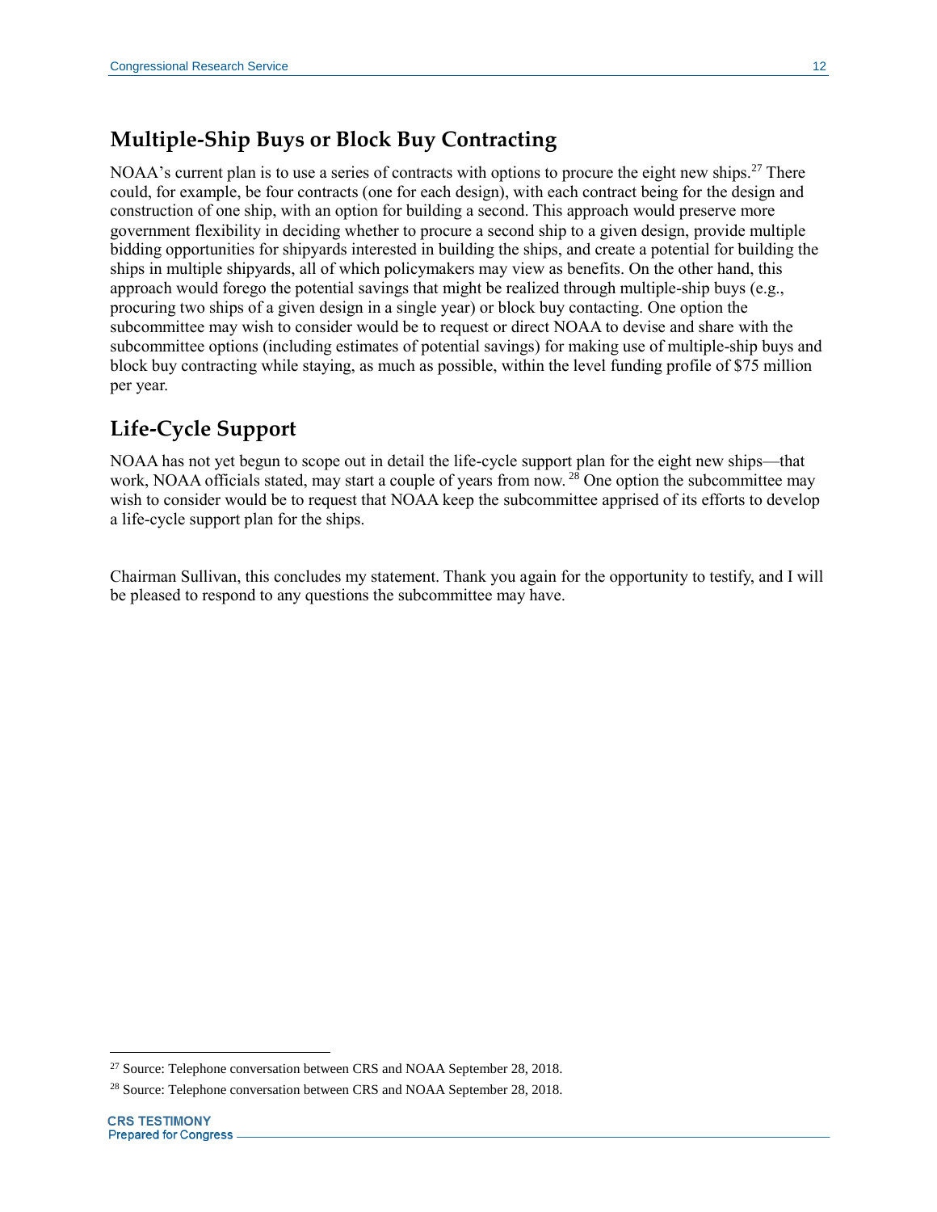## Multiple-Ship Buys or Block Buy Contracting

NOAA's current plan is to use a series of contracts with options to procure the eight new ships.[27] There could, for example, be four contracts (one for each design), with each contract being for the design and construction of one ship, with an option for building a second. This approach would preserve more government flexibility in deciding whether to procure a second ship to a given design, provide multiple bidding opportunities for shipyards interested in building the ships, and create a potential for building the ships in multiple shipyards, all of which policymakers may view as benefits. On the other hand, this approach would forego the potential savings that might be realized through multiple-ship buys (e.g., procuring two ships of a given design in a single year) or block buy contacting. One option the subcommittee may wish to consider would be to request or direct NOAA to devise and share with the subcommittee options (including estimates of potential savings) for making use of multiple-ship buys and block buy contracting while staying, as much as possible, within the level funding profile of $75 million per year.

## Life-Cycle Support

NOAA has not yet begun to scope out in detail the life-cycle support plan for the eight new ships—that work, NOAA officials stated, may start a couple of years from now. [28] One option the subcommittee may wish to consider would be to request that NOAA keep the subcommittee apprised of its efforts to develop a life-cycle support plan for the ships.

Chairman Sullivan, this concludes my statement. Thank you again for the opportunity to testify, and I will be pleased to respond to any questions the subcommittee may have.

---

[27] Source: Telephone conversation between CRS and NOAA September 28, 2018.

[28] Source: Telephone conversation between CRS and NOAA September 28, 2018.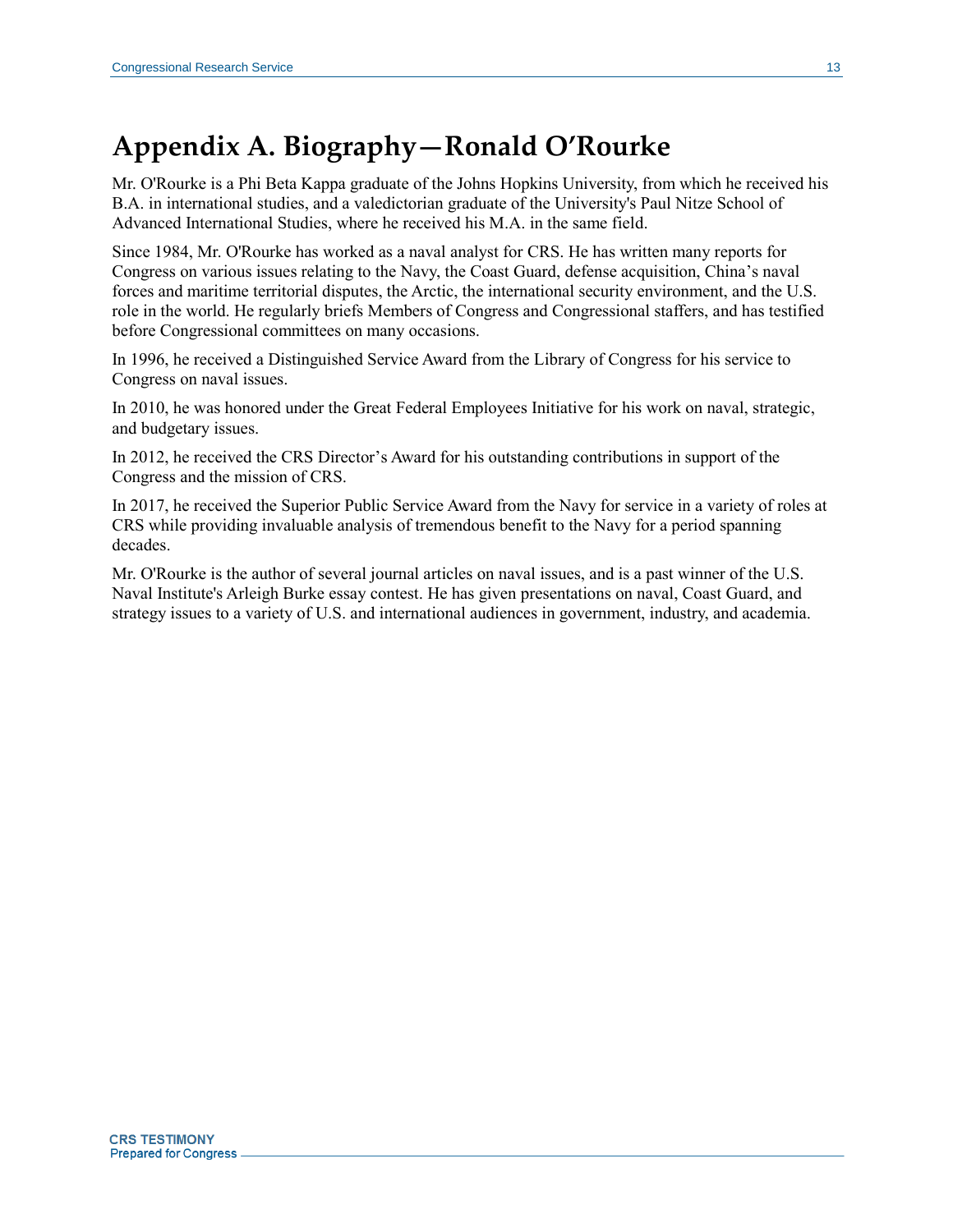# Appendix A. Biography—Ronald O'Rourke

Mr. O'Rourke is a Phi Beta Kappa graduate of the Johns Hopkins University, from which he received his B.A. in international studies, and a valedictorian graduate of the University's Paul Nitze School of Advanced International Studies, where he received his M.A. in the same field.

Since 1984, Mr. O'Rourke has worked as a naval analyst for CRS. He has written many reports for Congress on various issues relating to the Navy, the Coast Guard, defense acquisition, China's naval forces and maritime territorial disputes, the Arctic, the international security environment, and the U.S. role in the world. He regularly briefs Members of Congress and Congressional staffers, and has testified before Congressional committees on many occasions.

In 1996, he received a Distinguished Service Award from the Library of Congress for his service to Congress on naval issues.

In 2010, he was honored under the Great Federal Employees Initiative for his work on naval, strategic, and budgetary issues.

In 2012, he received the CRS Director's Award for his outstanding contributions in support of the Congress and the mission of CRS.

In 2017, he received the Superior Public Service Award from the Navy for service in a variety of roles at CRS while providing invaluable analysis of tremendous benefit to the Navy for a period spanning decades.

Mr. O'Rourke is the author of several journal articles on naval issues, and is a past winner of the U.S. Naval Institute's Arleigh Burke essay contest. He has given presentations on naval, Coast Guard, and strategy issues to a variety of U.S. and international audiences in government, industry, and academia.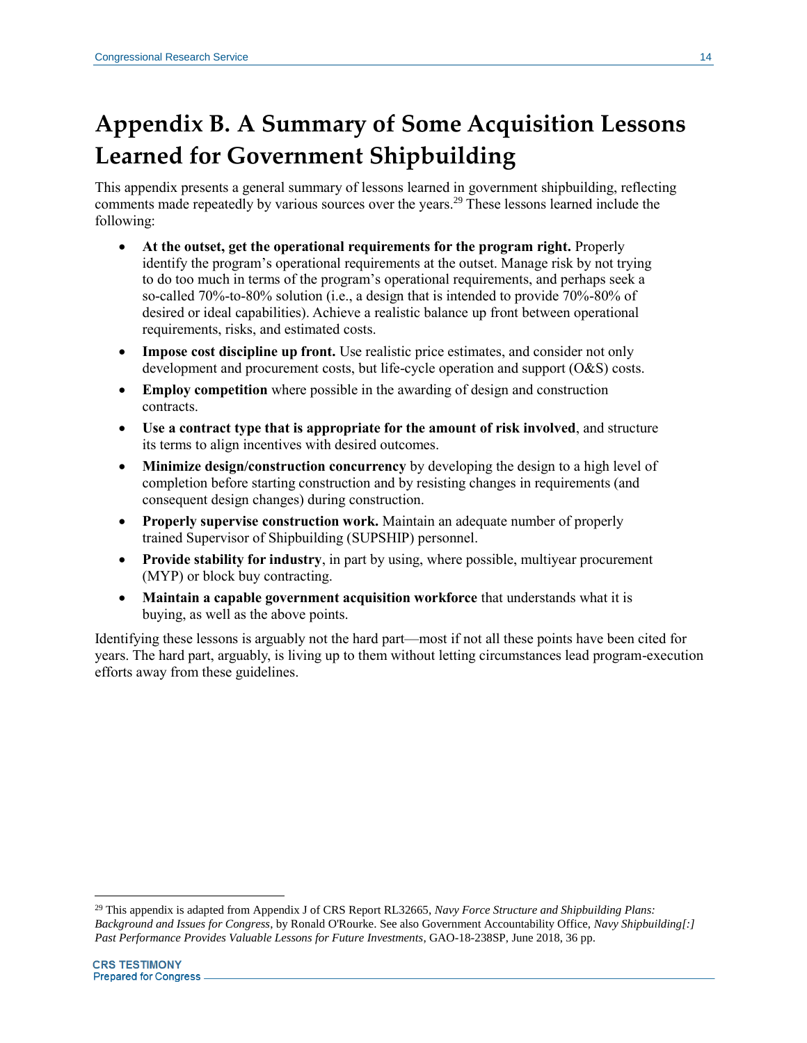# Appendix B. A Summary of Some Acquisition Lessons Learned for Government Shipbuilding

This appendix presents a general summary of lessons learned in government shipbuilding, reflecting comments made repeatedly by various sources over the years.[29] These lessons learned include the following:

- **At the outset, get the operational requirements for the program right.** Properly identify the program's operational requirements at the outset. Manage risk by not trying to do too much in terms of the program's operational requirements, and perhaps seek a so-called 70%-to-80% solution (i.e., a design that is intended to provide 70%-80% of desired or ideal capabilities). Achieve a realistic balance up front between operational requirements, risks, and estimated costs.
- **Impose cost discipline up front.** Use realistic price estimates, and consider not only development and procurement costs, but life-cycle operation and support (O&S) costs.
- **Employ competition** where possible in the awarding of design and construction contracts.
- **Use a contract type that is appropriate for the amount of risk involved**, and structure its terms to align incentives with desired outcomes.
- **Minimize design/construction concurrency** by developing the design to a high level of completion before starting construction and by resisting changes in requirements (and consequent design changes) during construction.
- **Properly supervise construction work.** Maintain an adequate number of properly trained Supervisor of Shipbuilding (SUPSHIP) personnel.
- **Provide stability for industry**, in part by using, where possible, multiyear procurement (MYP) or block buy contracting.
- **Maintain a capable government acquisition workforce** that understands what it is buying, as well as the above points.

Identifying these lessons is arguably not the hard part—most if not all these points have been cited for years. The hard part, arguably, is living up to them without letting circumstances lead program-execution efforts away from these guidelines.

---

[29] This appendix is adapted from Appendix J of CRS Report RL32665, *Navy Force Structure and Shipbuilding Plans: Background and Issues for Congress*, by Ronald O'Rourke. See also Government Accountability Office, *Navy Shipbuilding[:] Past Performance Provides Valuable Lessons for Future Investments*, GAO-18-238SP, June 2018, 36 pp.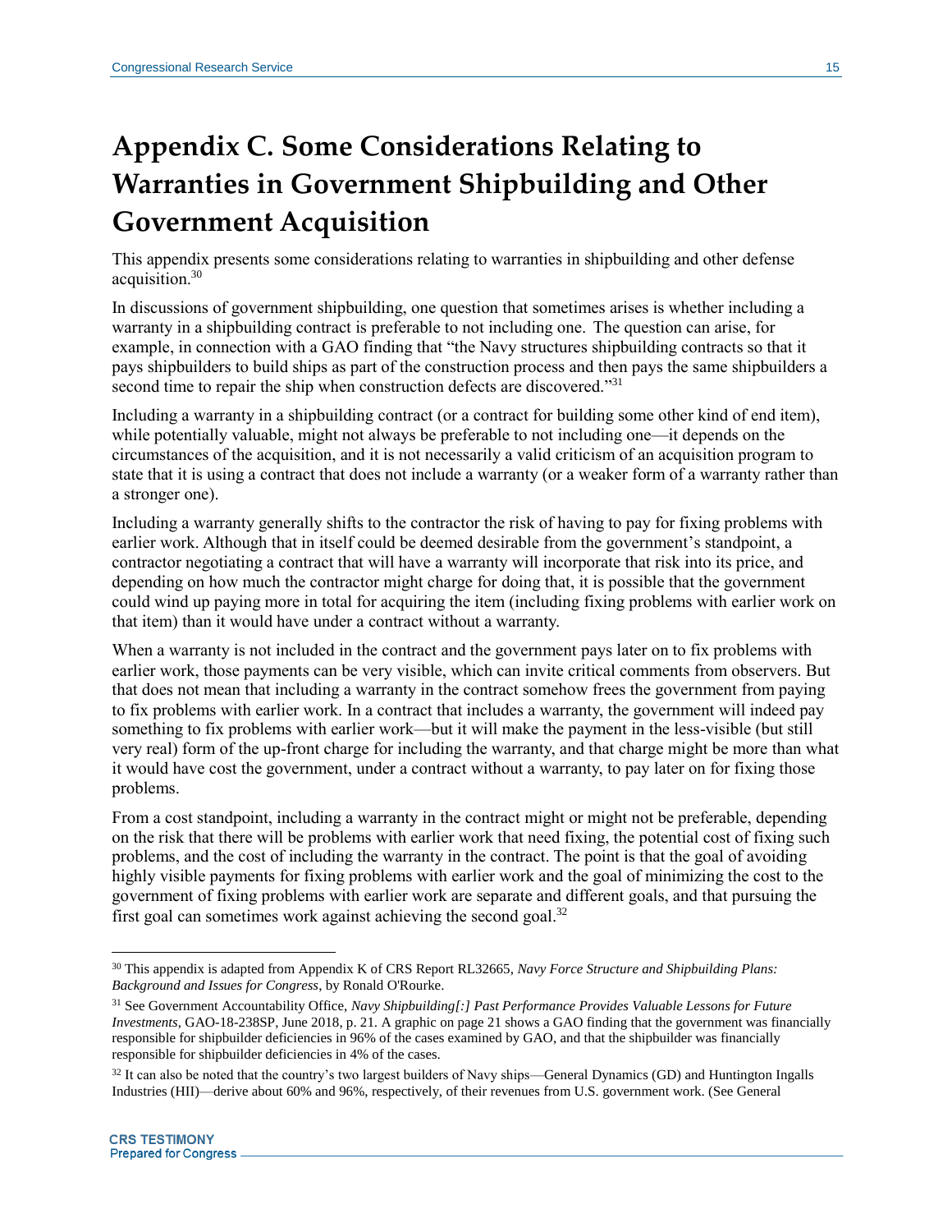# Appendix C. Some Considerations Relating to Warranties in Government Shipbuilding and Other Government Acquisition

This appendix presents some considerations relating to warranties in shipbuilding and other defense acquisition.[30]

In discussions of government shipbuilding, one question that sometimes arises is whether including a warranty in a shipbuilding contract is preferable to not including one. The question can arise, for example, in connection with a GAO finding that "the Navy structures shipbuilding contracts so that it pays shipbuilders to build ships as part of the construction process and then pays the same shipbuilders a second time to repair the ship when construction defects are discovered."[31]

Including a warranty in a shipbuilding contract (or a contract for building some other kind of end item), while potentially valuable, might not always be preferable to not including one—it depends on the circumstances of the acquisition, and it is not necessarily a valid criticism of an acquisition program to state that it is using a contract that does not include a warranty (or a weaker form of a warranty rather than a stronger one).

Including a warranty generally shifts to the contractor the risk of having to pay for fixing problems with earlier work. Although that in itself could be deemed desirable from the government's standpoint, a contractor negotiating a contract that will have a warranty will incorporate that risk into its price, and depending on how much the contractor might charge for doing that, it is possible that the government could wind up paying more in total for acquiring the item (including fixing problems with earlier work on that item) than it would have under a contract without a warranty.

When a warranty is not included in the contract and the government pays later on to fix problems with earlier work, those payments can be very visible, which can invite critical comments from observers. But that does not mean that including a warranty in the contract somehow frees the government from paying to fix problems with earlier work. In a contract that includes a warranty, the government will indeed pay something to fix problems with earlier work—but it will make the payment in the less-visible (but still very real) form of the up-front charge for including the warranty, and that charge might be more than what it would have cost the government, under a contract without a warranty, to pay later on for fixing those problems.

From a cost standpoint, including a warranty in the contract might or might not be preferable, depending on the risk that there will be problems with earlier work that need fixing, the potential cost of fixing such problems, and the cost of including the warranty in the contract. The point is that the goal of avoiding highly visible payments for fixing problems with earlier work and the goal of minimizing the cost to the government of fixing problems with earlier work are separate and different goals, and that pursuing the first goal can sometimes work against achieving the second goal.[32]

---

[30] This appendix is adapted from Appendix K of CRS Report RL32665, *Navy Force Structure and Shipbuilding Plans: Background and Issues for Congress*, by Ronald O'Rourke.

[31] See Government Accountability Office, *Navy Shipbuilding[:] Past Performance Provides Valuable Lessons for Future Investments*, GAO-18-238SP, June 2018, p. 21. A graphic on page 21 shows a GAO finding that the government was financially responsible for shipbuilder deficiencies in 96% of the cases examined by GAO, and that the shipbuilder was financially responsible for shipbuilder deficiencies in 4% of the cases.

[32] It can also be noted that the country's two largest builders of Navy ships—General Dynamics (GD) and Huntington Ingalls Industries (HII)—derive about 60% and 96%, respectively, of their revenues from U.S. government work. (See General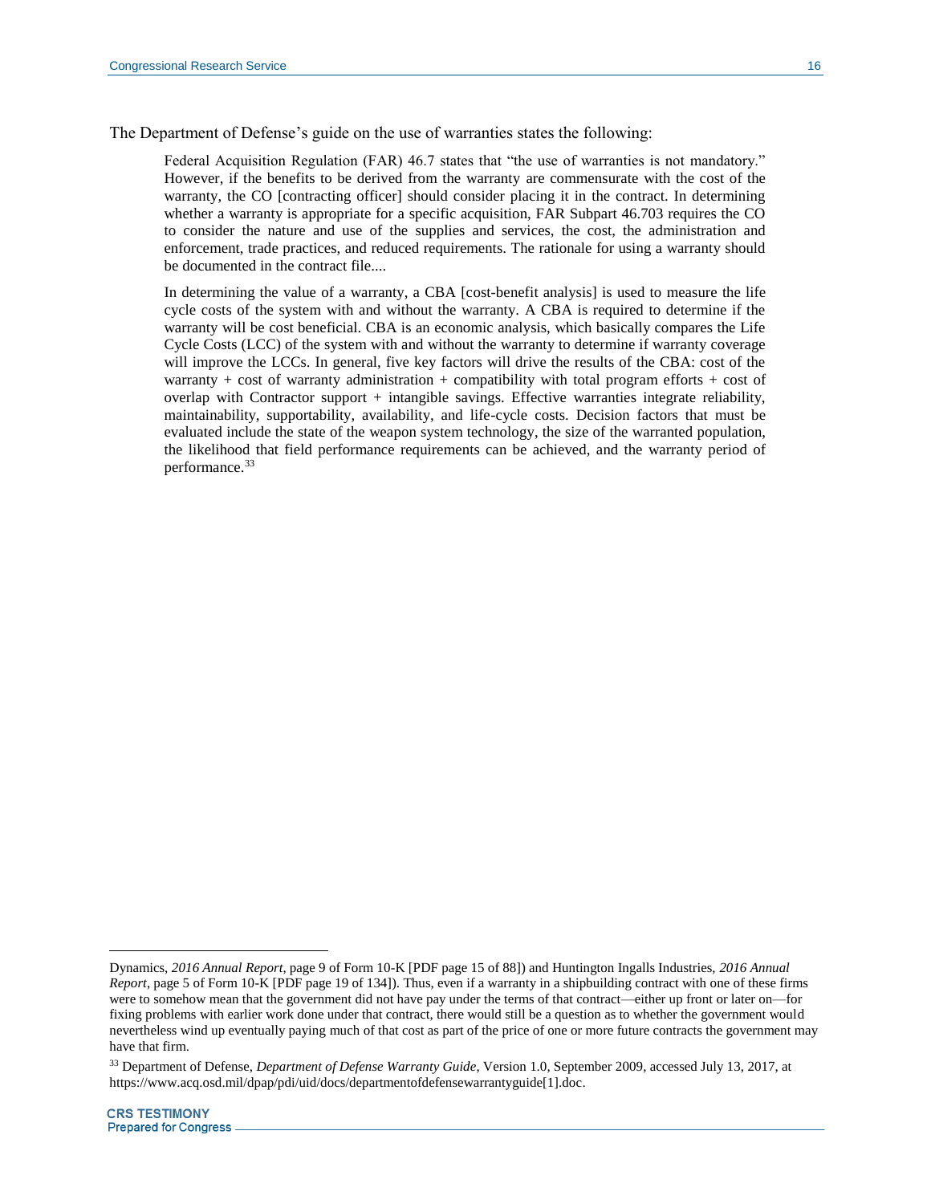The Department of Defense's guide on the use of warranties states the following:

> Federal Acquisition Regulation (FAR) 46.7 states that "the use of warranties is not mandatory." However, if the benefits to be derived from the warranty are commensurate with the cost of the warranty, the CO [contracting officer] should consider placing it in the contract. In determining whether a warranty is appropriate for a specific acquisition, FAR Subpart 46.703 requires the CO to consider the nature and use of the supplies and services, the cost, the administration and enforcement, trade practices, and reduced requirements. The rationale for using a warranty should be documented in the contract file....
>
> In determining the value of a warranty, a CBA [cost-benefit analysis] is used to measure the life cycle costs of the system with and without the warranty. A CBA is required to determine if the warranty will be cost beneficial. CBA is an economic analysis, which basically compares the Life Cycle Costs (LCC) of the system with and without the warranty to determine if warranty coverage will improve the LCCs. In general, five key factors will drive the results of the CBA: cost of the warranty + cost of warranty administration + compatibility with total program efforts + cost of overlap with Contractor support + intangible savings. Effective warranties integrate reliability, maintainability, supportability, availability, and life-cycle costs. Decision factors that must be evaluated include the state of the weapon system technology, the size of the warranted population, the likelihood that field performance requirements can be achieved, and the warranty period of performance.[33]

---

Dynamics, *2016 Annual Report*, page 9 of Form 10-K [PDF page 15 of 88]) and Huntington Ingalls Industries, *2016 Annual Report*, page 5 of Form 10-K [PDF page 19 of 134]). Thus, even if a warranty in a shipbuilding contract with one of these firms were to somehow mean that the government did not have pay under the terms of that contract—either up front or later on—for fixing problems with earlier work done under that contract, there would still be a question as to whether the government would nevertheless wind up eventually paying much of that cost as part of the price of one or more future contracts the government may have that firm.

[33] Department of Defense, *Department of Defense Warranty Guide*, Version 1.0, September 2009, accessed July 13, 2017, at https://www.acq.osd.mil/dpap/pdi/uid/docs/departmentofdefensewarrantyguide[1].doc.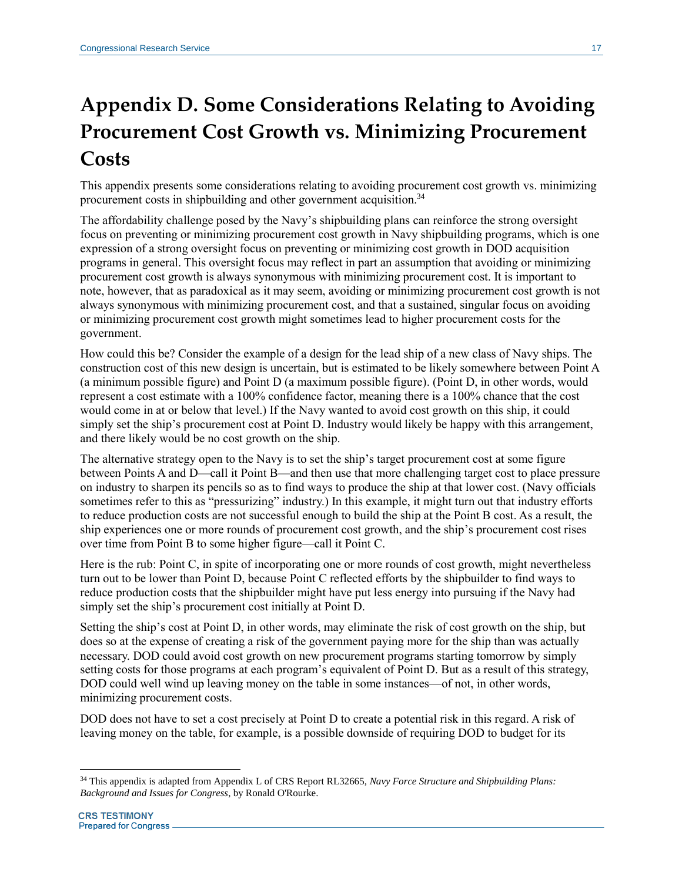# Appendix D. Some Considerations Relating to Avoiding Procurement Cost Growth vs. Minimizing Procurement Costs

This appendix presents some considerations relating to avoiding procurement cost growth vs. minimizing procurement costs in shipbuilding and other government acquisition.[34]

The affordability challenge posed by the Navy's shipbuilding plans can reinforce the strong oversight focus on preventing or minimizing procurement cost growth in Navy shipbuilding programs, which is one expression of a strong oversight focus on preventing or minimizing cost growth in DOD acquisition programs in general. This oversight focus may reflect in part an assumption that avoiding or minimizing procurement cost growth is always synonymous with minimizing procurement cost. It is important to note, however, that as paradoxical as it may seem, avoiding or minimizing procurement cost growth is not always synonymous with minimizing procurement cost, and that a sustained, singular focus on avoiding or minimizing procurement cost growth might sometimes lead to higher procurement costs for the government.

How could this be? Consider the example of a design for the lead ship of a new class of Navy ships. The construction cost of this new design is uncertain, but is estimated to be likely somewhere between Point A (a minimum possible figure) and Point D (a maximum possible figure). (Point D, in other words, would represent a cost estimate with a 100% confidence factor, meaning there is a 100% chance that the cost would come in at or below that level.) If the Navy wanted to avoid cost growth on this ship, it could simply set the ship's procurement cost at Point D. Industry would likely be happy with this arrangement, and there likely would be no cost growth on the ship.

The alternative strategy open to the Navy is to set the ship's target procurement cost at some figure between Points A and D—call it Point B—and then use that more challenging target cost to place pressure on industry to sharpen its pencils so as to find ways to produce the ship at that lower cost. (Navy officials sometimes refer to this as "pressurizing" industry.) In this example, it might turn out that industry efforts to reduce production costs are not successful enough to build the ship at the Point B cost. As a result, the ship experiences one or more rounds of procurement cost growth, and the ship's procurement cost rises over time from Point B to some higher figure—call it Point C.

Here is the rub: Point C, in spite of incorporating one or more rounds of cost growth, might nevertheless turn out to be lower than Point D, because Point C reflected efforts by the shipbuilder to find ways to reduce production costs that the shipbuilder might have put less energy into pursuing if the Navy had simply set the ship's procurement cost initially at Point D.

Setting the ship's cost at Point D, in other words, may eliminate the risk of cost growth on the ship, but does so at the expense of creating a risk of the government paying more for the ship than was actually necessary. DOD could avoid cost growth on new procurement programs starting tomorrow by simply setting costs for those programs at each program's equivalent of Point D. But as a result of this strategy, DOD could well wind up leaving money on the table in some instances—of not, in other words, minimizing procurement costs.

DOD does not have to set a cost precisely at Point D to create a potential risk in this regard. A risk of leaving money on the table, for example, is a possible downside of requiring DOD to budget for its

[34] This appendix is adapted from Appendix L of CRS Report RL32665, *Navy Force Structure and Shipbuilding Plans: Background and Issues for Congress*, by Ronald O'Rourke.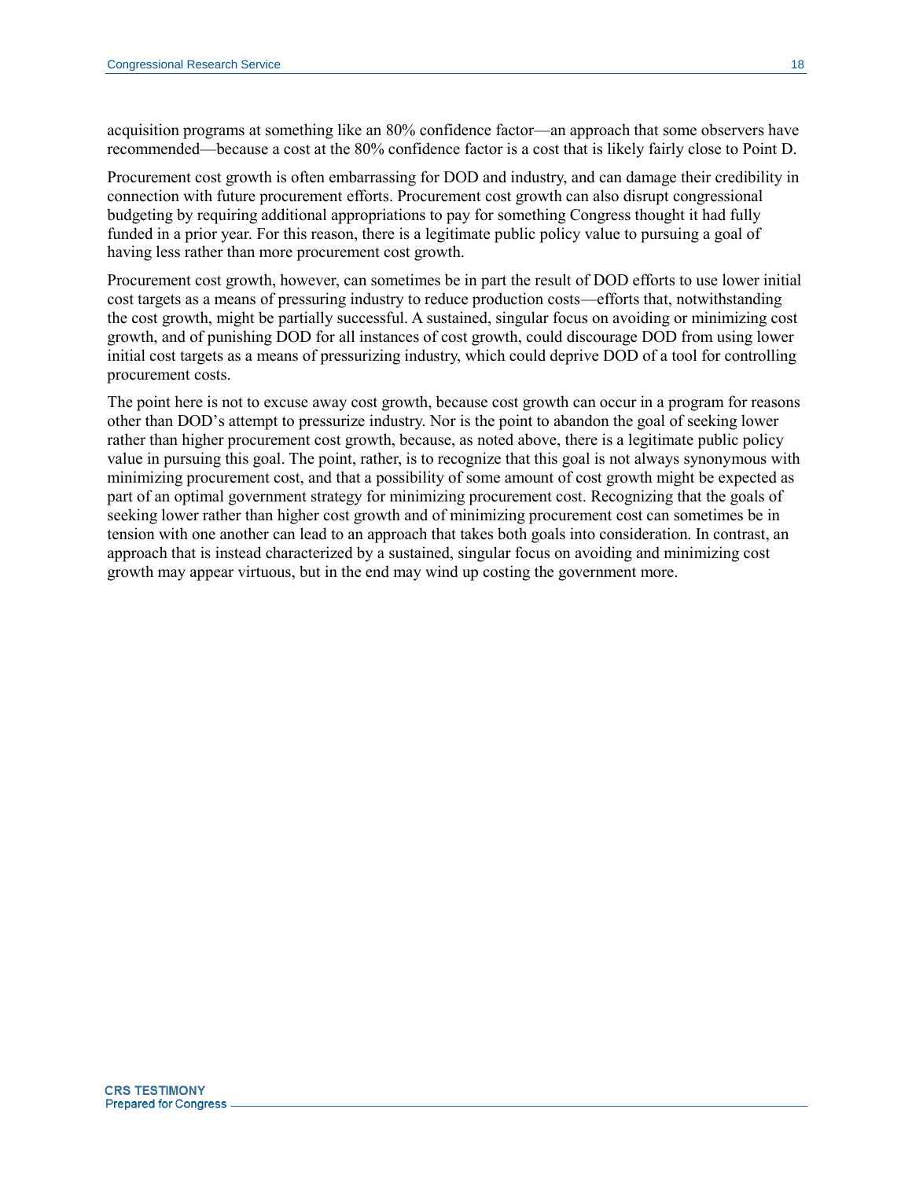acquisition programs at something like an 80% confidence factor—an approach that some observers have recommended—because a cost at the 80% confidence factor is a cost that is likely fairly close to Point D.

Procurement cost growth is often embarrassing for DOD and industry, and can damage their credibility in connection with future procurement efforts. Procurement cost growth can also disrupt congressional budgeting by requiring additional appropriations to pay for something Congress thought it had fully funded in a prior year. For this reason, there is a legitimate public policy value to pursuing a goal of having less rather than more procurement cost growth.

Procurement cost growth, however, can sometimes be in part the result of DOD efforts to use lower initial cost targets as a means of pressuring industry to reduce production costs—efforts that, notwithstanding the cost growth, might be partially successful. A sustained, singular focus on avoiding or minimizing cost growth, and of punishing DOD for all instances of cost growth, could discourage DOD from using lower initial cost targets as a means of pressurizing industry, which could deprive DOD of a tool for controlling procurement costs.

The point here is not to excuse away cost growth, because cost growth can occur in a program for reasons other than DOD's attempt to pressurize industry. Nor is the point to abandon the goal of seeking lower rather than higher procurement cost growth, because, as noted above, there is a legitimate public policy value in pursuing this goal. The point, rather, is to recognize that this goal is not always synonymous with minimizing procurement cost, and that a possibility of some amount of cost growth might be expected as part of an optimal government strategy for minimizing procurement cost. Recognizing that the goals of seeking lower rather than higher cost growth and of minimizing procurement cost can sometimes be in tension with one another can lead to an approach that takes both goals into consideration. In contrast, an approach that is instead characterized by a sustained, singular focus on avoiding and minimizing cost growth may appear virtuous, but in the end may wind up costing the government more.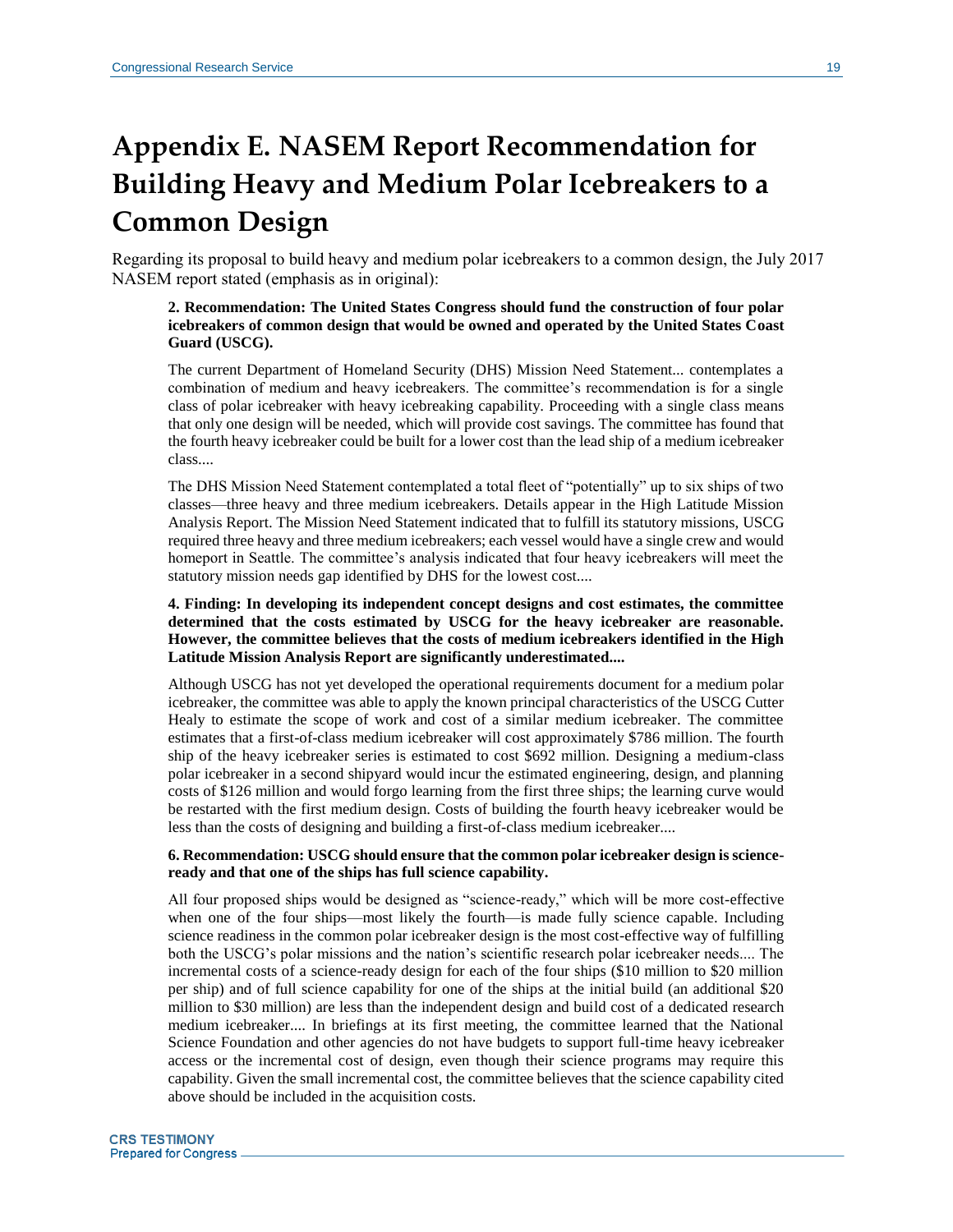# Appendix E. NASEM Report Recommendation for Building Heavy and Medium Polar Icebreakers to a Common Design

Regarding its proposal to build heavy and medium polar icebreakers to a common design, the July 2017 NASEM report stated (emphasis as in original):

> **2. Recommendation: The United States Congress should fund the construction of four polar icebreakers of common design that would be owned and operated by the United States Coast Guard (USCG).**
>
> The current Department of Homeland Security (DHS) Mission Need Statement... contemplates a combination of medium and heavy icebreakers. The committee's recommendation is for a single class of polar icebreaker with heavy icebreaking capability. Proceeding with a single class means that only one design will be needed, which will provide cost savings. The committee has found that the fourth heavy icebreaker could be built for a lower cost than the lead ship of a medium icebreaker class....
>
> The DHS Mission Need Statement contemplated a total fleet of "potentially" up to six ships of two classes—three heavy and three medium icebreakers. Details appear in the High Latitude Mission Analysis Report. The Mission Need Statement indicated that to fulfill its statutory missions, USCG required three heavy and three medium icebreakers; each vessel would have a single crew and would homeport in Seattle. The committee's analysis indicated that four heavy icebreakers will meet the statutory mission needs gap identified by DHS for the lowest cost....
>
> **4. Finding: In developing its independent concept designs and cost estimates, the committee determined that the costs estimated by USCG for the heavy icebreaker are reasonable. However, the committee believes that the costs of medium icebreakers identified in the High Latitude Mission Analysis Report are significantly underestimated....**
>
> Although USCG has not yet developed the operational requirements document for a medium polar icebreaker, the committee was able to apply the known principal characteristics of the USCG Cutter Healy to estimate the scope of work and cost of a similar medium icebreaker. The committee estimates that a first-of-class medium icebreaker will cost approximately $786 million. The fourth ship of the heavy icebreaker series is estimated to cost $692 million. Designing a medium-class polar icebreaker in a second shipyard would incur the estimated engineering, design, and planning costs of $126 million and would forgo learning from the first three ships; the learning curve would be restarted with the first medium design. Costs of building the fourth heavy icebreaker would be less than the costs of designing and building a first-of-class medium icebreaker....
>
> **6. Recommendation: USCG should ensure that the common polar icebreaker design is science-ready and that one of the ships has full science capability.**
>
> All four proposed ships would be designed as "science-ready," which will be more cost-effective when one of the four ships—most likely the fourth—is made fully science capable. Including science readiness in the common polar icebreaker design is the most cost-effective way of fulfilling both the USCG's polar missions and the nation's scientific research polar icebreaker needs.... The incremental costs of a science-ready design for each of the four ships ($10 million to $20 million per ship) and of full science capability for one of the ships at the initial build (an additional $20 million to $30 million) are less than the independent design and build cost of a dedicated research medium icebreaker.... In briefings at its first meeting, the committee learned that the National Science Foundation and other agencies do not have budgets to support full-time heavy icebreaker access or the incremental cost of design, even though their science programs may require this capability. Given the small incremental cost, the committee believes that the science capability cited above should be included in the acquisition costs.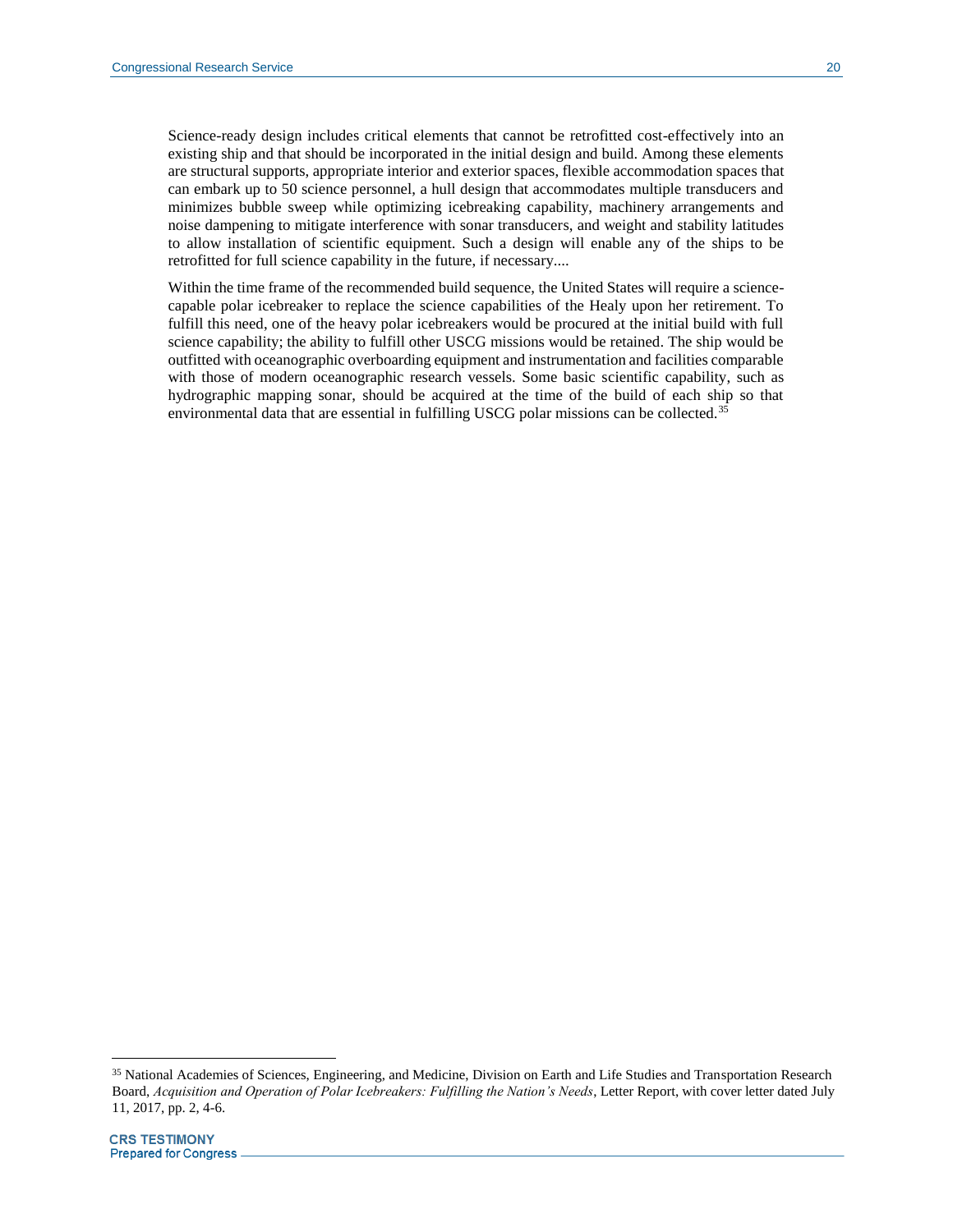Science-ready design includes critical elements that cannot be retrofitted cost-effectively into an existing ship and that should be incorporated in the initial design and build. Among these elements are structural supports, appropriate interior and exterior spaces, flexible accommodation spaces that can embark up to 50 science personnel, a hull design that accommodates multiple transducers and minimizes bubble sweep while optimizing icebreaking capability, machinery arrangements and noise dampening to mitigate interference with sonar transducers, and weight and stability latitudes to allow installation of scientific equipment. Such a design will enable any of the ships to be retrofitted for full science capability in the future, if necessary....

Within the time frame of the recommended build sequence, the United States will require a science-capable polar icebreaker to replace the science capabilities of the Healy upon her retirement. To fulfill this need, one of the heavy polar icebreakers would be procured at the initial build with full science capability; the ability to fulfill other USCG missions would be retained. The ship would be outfitted with oceanographic overboarding equipment and instrumentation and facilities comparable with those of modern oceanographic research vessels. Some basic scientific capability, such as hydrographic mapping sonar, should be acquired at the time of the build of each ship so that environmental data that are essential in fulfilling USCG polar missions can be collected.[35]

---

[35] National Academies of Sciences, Engineering, and Medicine, Division on Earth and Life Studies and Transportation Research Board, *Acquisition and Operation of Polar Icebreakers: Fulfilling the Nation's Needs*, Letter Report, with cover letter dated July 11, 2017, pp. 2, 4-6.